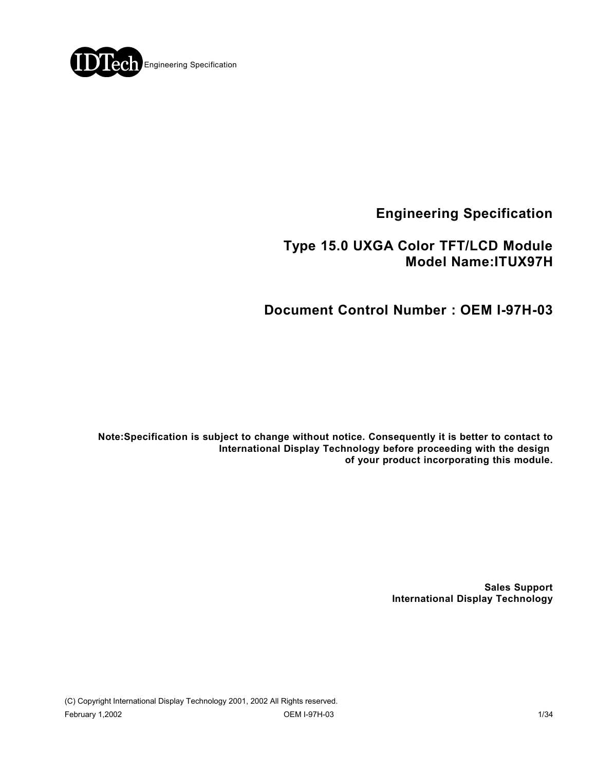# Engineering Specification

## Type 15.0 UXGA Color TFT/LCD Module
## Model Name:ITUX97H

## Document Control Number : OEM I-97H-03

**Note:Specification is subject to change without notice. Consequently it is better to contact to International Display Technology before proceeding with the design of your product incorporating this module.**

**Sales Support**
**International Display Technology**

(C) Copyright International Display Technology 2001, 2002 All Rights reserved.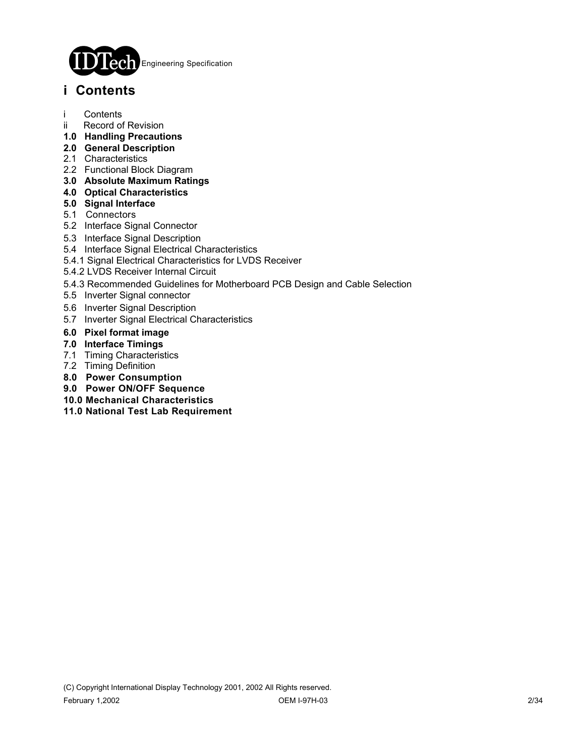# i Contents

i Contents
ii Record of Revision
**1.0 Handling Precautions**
**2.0 General Description**
2.1 Characteristics
2.2 Functional Block Diagram
**3.0 Absolute Maximum Ratings**
**4.0 Optical Characteristics**
**5.0 Signal Interface**
5.1 Connectors
5.2 Interface Signal Connector
5.3 Interface Signal Description
5.4 Interface Signal Electrical Characteristics
5.4.1 Signal Electrical Characteristics for LVDS Receiver
5.4.2 LVDS Receiver Internal Circuit
5.4.3 Recommended Guidelines for Motherboard PCB Design and Cable Selection
5.5 Inverter Signal connector
5.6 Inverter Signal Description
5.7 Inverter Signal Electrical Characteristics
**6.0 Pixel format image**
**7.0 Interface Timings**
7.1 Timing Characteristics
7.2 Timing Definition
**8.0 Power Consumption**
**9.0 Power ON/OFF Sequence**
**10.0 Mechanical Characteristics**
**11.0 National Test Lab Requirement**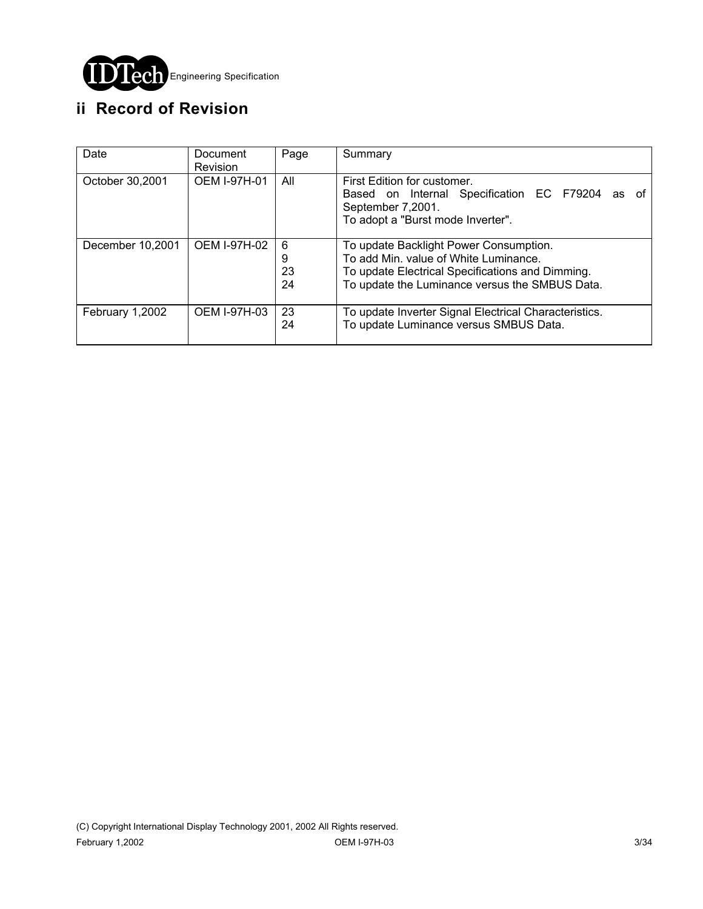## ii Record of Revision

| Date | Document Revision | Page | Summary |
|---|---|---|---|
| October 30,2001 | OEM I-97H-01 | All | First Edition for customer.<br>Based on Internal Specification EC F79204 as of September 7,2001.<br>To adopt a "Burst mode Inverter". |
| December 10,2001 | OEM I-97H-02 | 6<br>9<br>23<br>24 | To update Backlight Power Consumption.<br>To add Min. value of White Luminance.<br>To update Electrical Specifications and Dimming.<br>To update the Luminance versus the SMBUS Data. |
| February 1,2002 | OEM I-97H-03 | 23<br>24 | To update Inverter Signal Electrical Characteristics.<br>To update Luminance versus SMBUS Data. |

(C) Copyright International Display Technology 2001, 2002 All Rights reserved.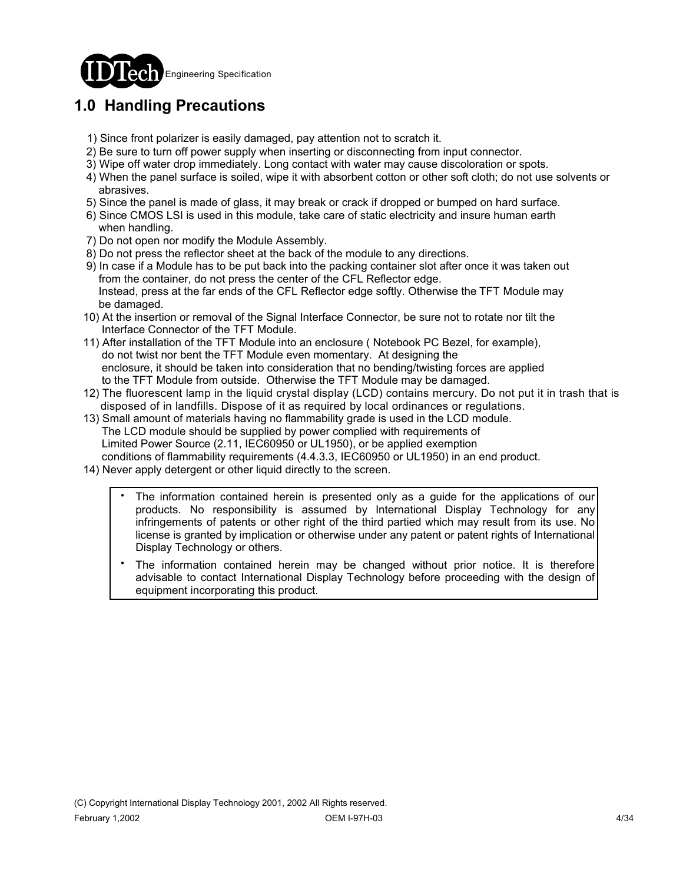## 1.0 Handling Precautions

1) Since front polarizer is easily damaged, pay attention not to scratch it.
2) Be sure to turn off power supply when inserting or disconnecting from input connector.
3) Wipe off water drop immediately. Long contact with water may cause discoloration or spots.
4) When the panel surface is soiled, wipe it with absorbent cotton or other soft cloth; do not use solvents or abrasives.
5) Since the panel is made of glass, it may break or crack if dropped or bumped on hard surface.
6) Since CMOS LSI is used in this module, take care of static electricity and insure human earth when handling.
7) Do not open nor modify the Module Assembly.
8) Do not press the reflector sheet at the back of the module to any directions.
9) In case if a Module has to be put back into the packing container slot after once it was taken out from the container, do not press the center of the CFL Reflector edge.
   Instead, press at the far ends of the CFL Reflector edge softly. Otherwise the TFT Module may be damaged.
10) At the insertion or removal of the Signal Interface Connector, be sure not to rotate nor tilt the Interface Connector of the TFT Module.
11) After installation of the TFT Module into an enclosure ( Notebook PC Bezel, for example), do not twist nor bent the TFT Module even momentary. At designing the enclosure, it should be taken into consideration that no bending/twisting forces are applied to the TFT Module from outside. Otherwise the TFT Module may be damaged.
12) The fluorescent lamp in the liquid crystal display (LCD) contains mercury. Do not put it in trash that is disposed of in landfills. Dispose of it as required by local ordinances or regulations.
13) Small amount of materials having no flammability grade is used in the LCD module. The LCD module should be supplied by power complied with requirements of Limited Power Source (2.11, IEC60950 or UL1950), or be applied exemption conditions of flammability requirements (4.4.3.3, IEC60950 or UL1950) in an end product.
14) Never apply detergent or other liquid directly to the screen.

- The information contained herein is presented only as a guide for the applications of our products. No responsibility is assumed by International Display Technology for any infringements of patents or other right of the third partied which may result from its use. No license is granted by implication or otherwise under any patent or patent rights of International Display Technology or others.
- The information contained herein may be changed without prior notice. It is therefore advisable to contact International Display Technology before proceeding with the design of equipment incorporating this product.

(C) Copyright International Display Technology 2001, 2002 All Rights reserved.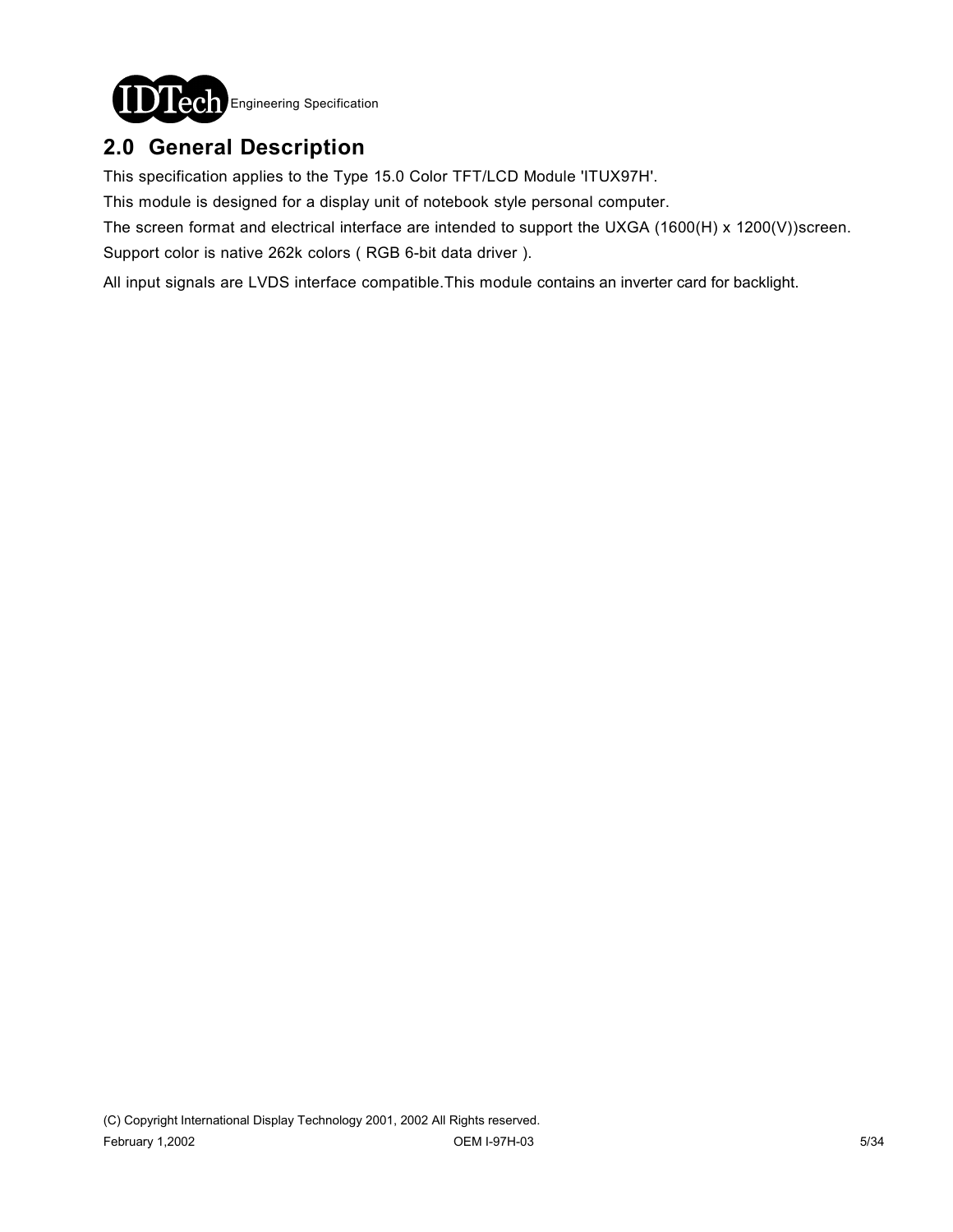## 2.0 General Description

This specification applies to the Type 15.0 Color TFT/LCD Module 'ITUX97H'.

This module is designed for a display unit of notebook style personal computer.

The screen format and electrical interface are intended to support the UXGA (1600(H) x 1200(V))screen.

Support color is native 262k colors ( RGB 6-bit data driver ).

All input signals are LVDS interface compatible.This module contains an inverter card for backlight.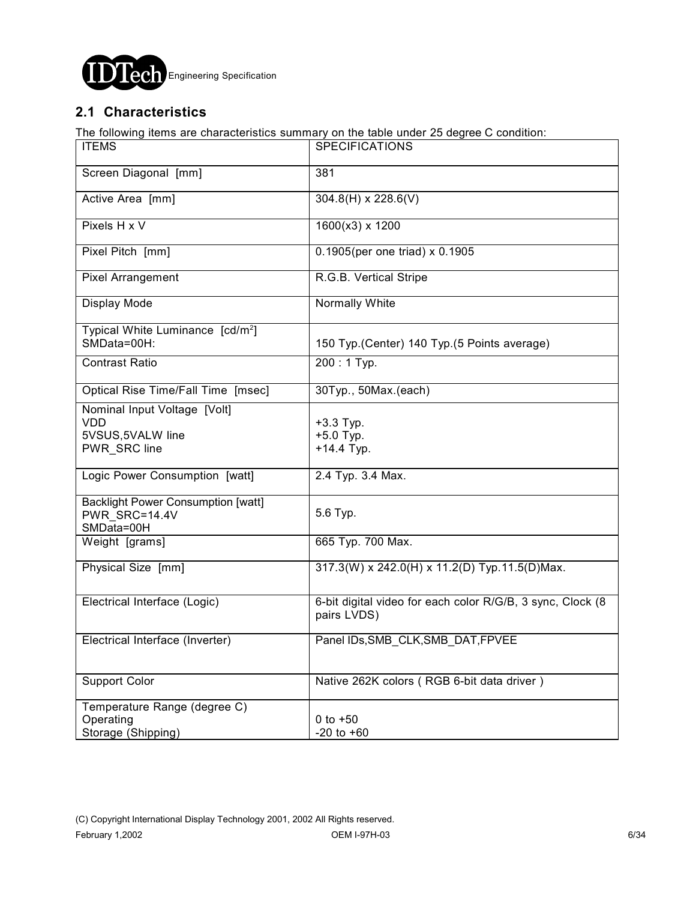## 2.1 Characteristics

The following items are characteristics summary on the table under 25 degree C condition:

| ITEMS | SPECIFICATIONS |
|---|---|
| Screen Diagonal [mm] | 381 |
| Active Area [mm] | 304.8(H) x 228.6(V) |
| Pixels H x V | 1600(x3) x 1200 |
| Pixel Pitch [mm] | 0.1905(per one triad) x 0.1905 |
| Pixel Arrangement | R.G.B. Vertical Stripe |
| Display Mode | Normally White |
| Typical White Luminance [cd/m$^2$]<br>SMData=00H: | 150 Typ.(Center) 140 Typ.(5 Points average) |
| Contrast Ratio | 200 : 1 Typ. |
| Optical Rise Time/Fall Time [msec] | 30Typ., 50Max.(each) |
| Nominal Input Voltage [Volt]<br>VDD<br>5VSUS,5VALW line<br>PWR_SRC line | <br>+3.3 Typ.<br>+5.0 Typ.<br>+14.4 Typ. |
| Logic Power Consumption [watt] | 2.4 Typ. 3.4 Max. |
| Backlight Power Consumption [watt]<br>PWR_SRC=14.4V<br>SMData=00H | 5.6 Typ. |
| Weight [grams] | 665 Typ. 700 Max. |
| Physical Size [mm] | 317.3(W) x 242.0(H) x 11.2(D) Typ.11.5(D)Max. |
| Electrical Interface (Logic) | 6-bit digital video for each color R/G/B, 3 sync, Clock (8 pairs LVDS) |
| Electrical Interface (Inverter) | Panel IDs,SMB_CLK,SMB_DAT,FPVEE |
| Support Color | Native 262K colors ( RGB 6-bit data driver ) |
| Temperature Range (degree C)<br>Operating<br>Storage (Shipping) | <br>0 to +50<br>-20 to +60 |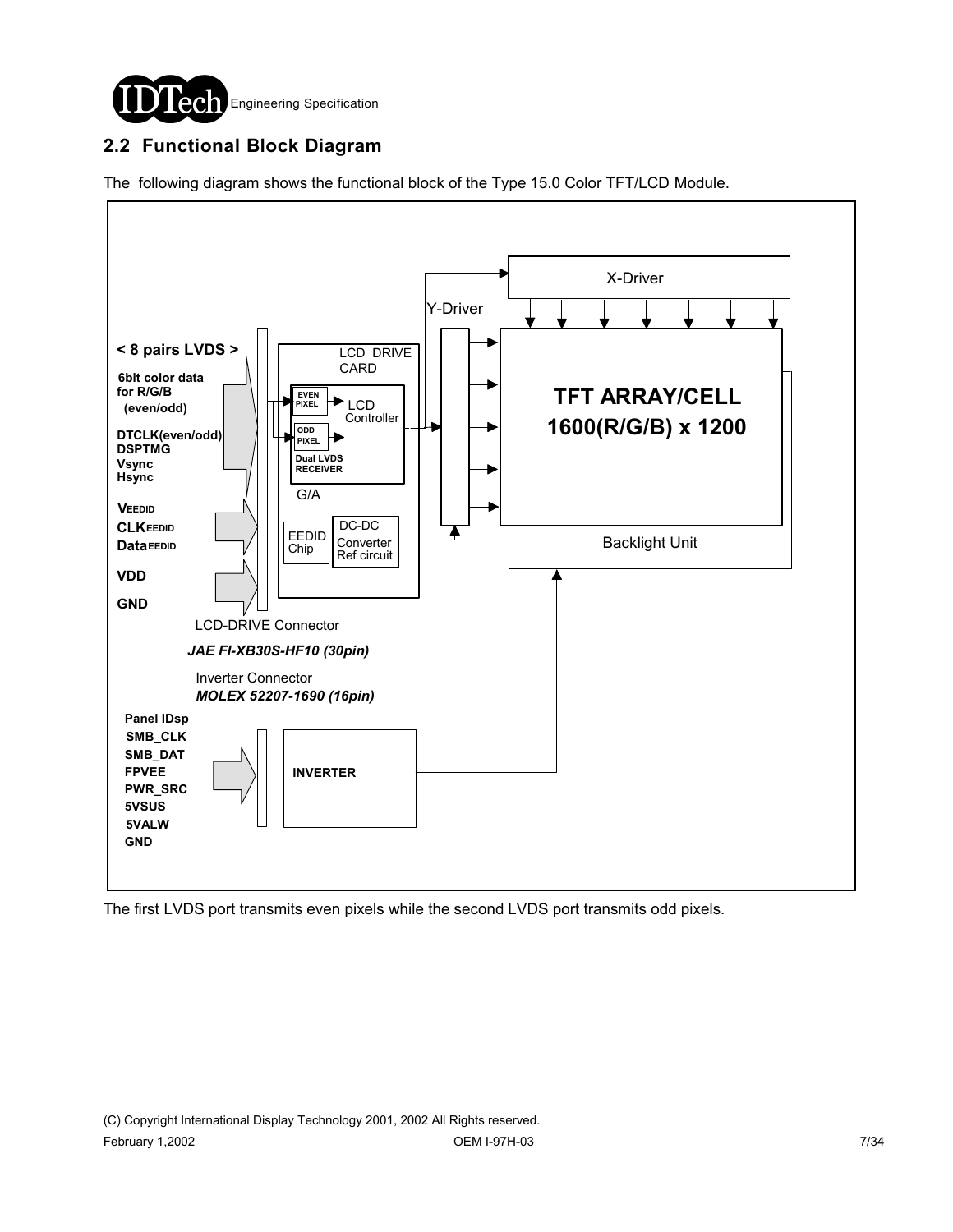## 2.2 Functional Block Diagram

The following diagram shows the functional block of the Type 15.0 Color TFT/LCD Module.

**< 8 pairs LVDS >**

**6bit color data for R/G/B (even/odd)**

**DTCLK(even/odd)**
**DSPTMG**
**Vsync**
**Hsync**

**VEEDID**
**CLKEEDID**
**DataEEDID**

**VDD**

**GND**

LCD DRIVE CARD

EVEN PIXEL

ODD PIXEL

Dual LVDS RECEIVER

LCD Controller

G/A

EEDID Chip

DC-DC Converter Ref circuit

Y-Driver

X-Driver

**TFT ARRAY/CELL**
**1600(R/G/B) x 1200**

Backlight Unit

LCD-DRIVE Connector
***JAE FI-XB30S-HF10 (30pin)***

Inverter Connector
***MOLEX 52207-1690 (16pin)***

**Panel IDsp**
**SMB_CLK**
**SMB_DAT**
**FPVEE**
**PWR_SRC**
**5VSUS**
**5VALW**
**GND**

**INVERTER**

The first LVDS port transmits even pixels while the second LVDS port transmits odd pixels.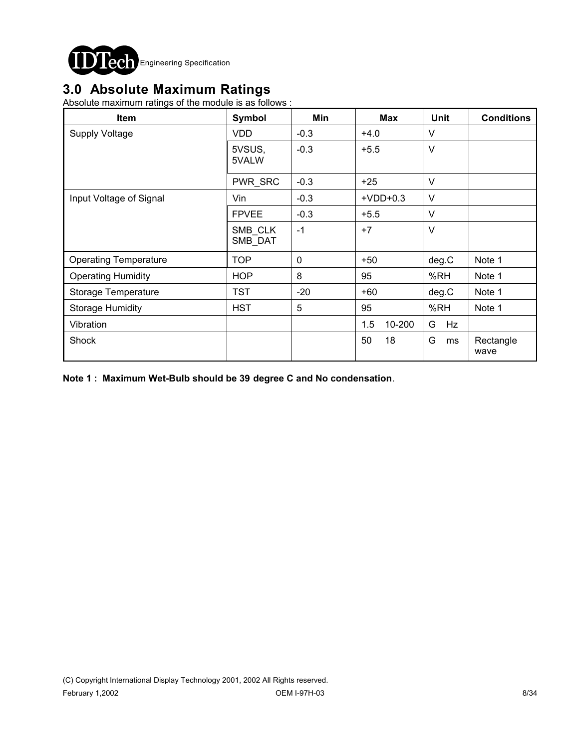# 3.0 Absolute Maximum Ratings

Absolute maximum ratings of the module is as follows :

| Item | Symbol | Min | Max | Unit | Conditions |
|---|---|---|---|---|---|
| Supply Voltage | VDD | -0.3 | +4.0 | V | |
| | 5VSUS, 5VALW | -0.3 | +5.5 | V | |
| | PWR_SRC | -0.3 | +25 | V | |
| Input Voltage of Signal | Vin | -0.3 | +VDD+0.3 | V | |
| | FPVEE | -0.3 | +5.5 | V | |
| | SMB_CLK SMB_DAT | -1 | +7 | V | |
| Operating Temperature | TOP | 0 | +50 | deg.C | Note 1 |
| Operating Humidity | HOP | 8 | 95 | %RH | Note 1 |
| Storage Temperature | TST | -20 | +60 | deg.C | Note 1 |
| Storage Humidity | HST | 5 | 95 | %RH | Note 1 |
| Vibration | | | 1.5 10-200 | G Hz | |
| Shock | | | 50 18 | G ms | Rectangle wave |

**Note 1 : Maximum Wet-Bulb should be 39 degree C and No condensation**.

(C) Copyright International Display Technology 2001, 2002 All Rights reserved.

February 1,2002 OEM I-97H-03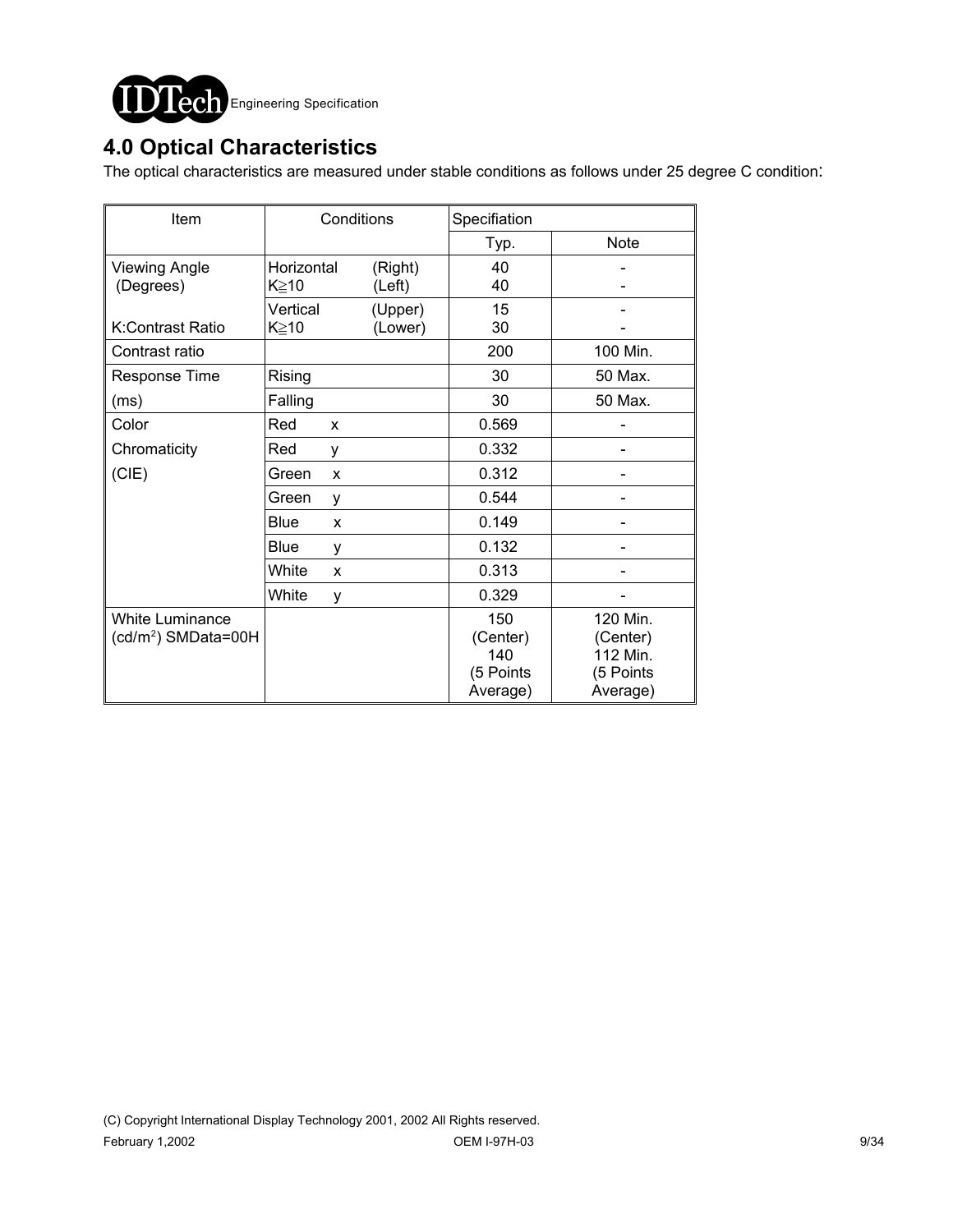# 4.0 Optical Characteristics

The optical characteristics are measured under stable conditions as follows under 25 degree C condition:

| Item | Conditions | | Specifiation | |
|---|---|---|---|---|
| | | | Typ. | Note |
| Viewing Angle (Degrees) | Horizontal K≧10 | (Right) | 40 | - |
| | | (Left) | 40 | - |
| K:Contrast Ratio | Vertical K≧10 | (Upper) | 15 | - |
| | | (Lower) | 30 | - |
| Contrast ratio | | | 200 | 100 Min. |
| Response Time (ms) | Rising | | 30 | 50 Max. |
| | Falling | | 30 | 50 Max. |
| Color Chromaticity (CIE) | Red | x | 0.569 | - |
| | Red | y | 0.332 | - |
| | Green | x | 0.312 | - |
| | Green | y | 0.544 | - |
| | Blue | x | 0.149 | - |
| | Blue | y | 0.132 | - |
| | White | x | 0.313 | - |
| | White | y | 0.329 | - |
| White Luminance ($cd/m^2$) SMData=00H | | | 150 (Center) 140 (5 Points Average) | 120 Min. (Center) 112 Min. (5 Points Average) |

(C) Copyright International Display Technology 2001, 2002 All Rights reserved.

February 1,2002 OEM I-97H-03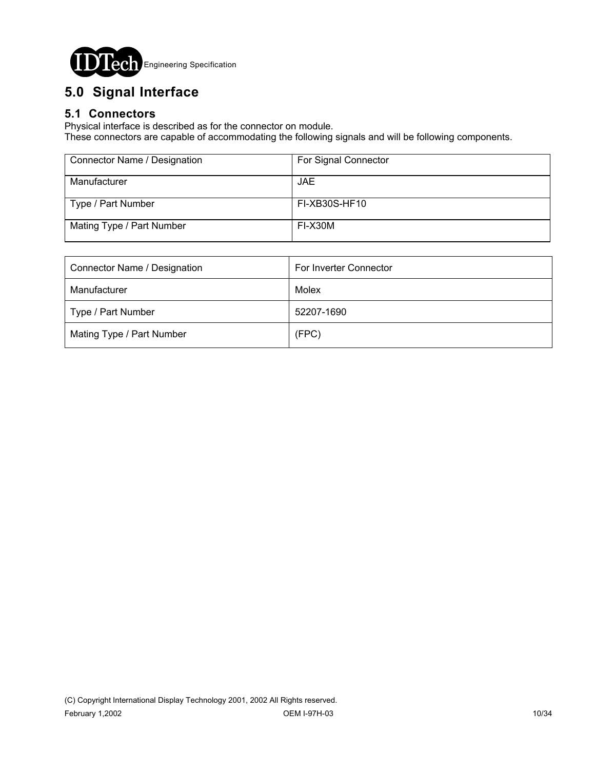# 5.0 Signal Interface

## 5.1 Connectors

Physical interface is described as for the connector on module.
These connectors are capable of accommodating the following signals and will be following components.

| Connector Name / Designation | For Signal Connector |
|---|---|
| Manufacturer | JAE |
| Type / Part Number | FI-XB30S-HF10 |
| Mating Type / Part Number | FI-X30M |

| Connector Name / Designation | For Inverter Connector |
|---|---|
| Manufacturer | Molex |
| Type / Part Number | 52207-1690 |
| Mating Type / Part Number | (FPC) |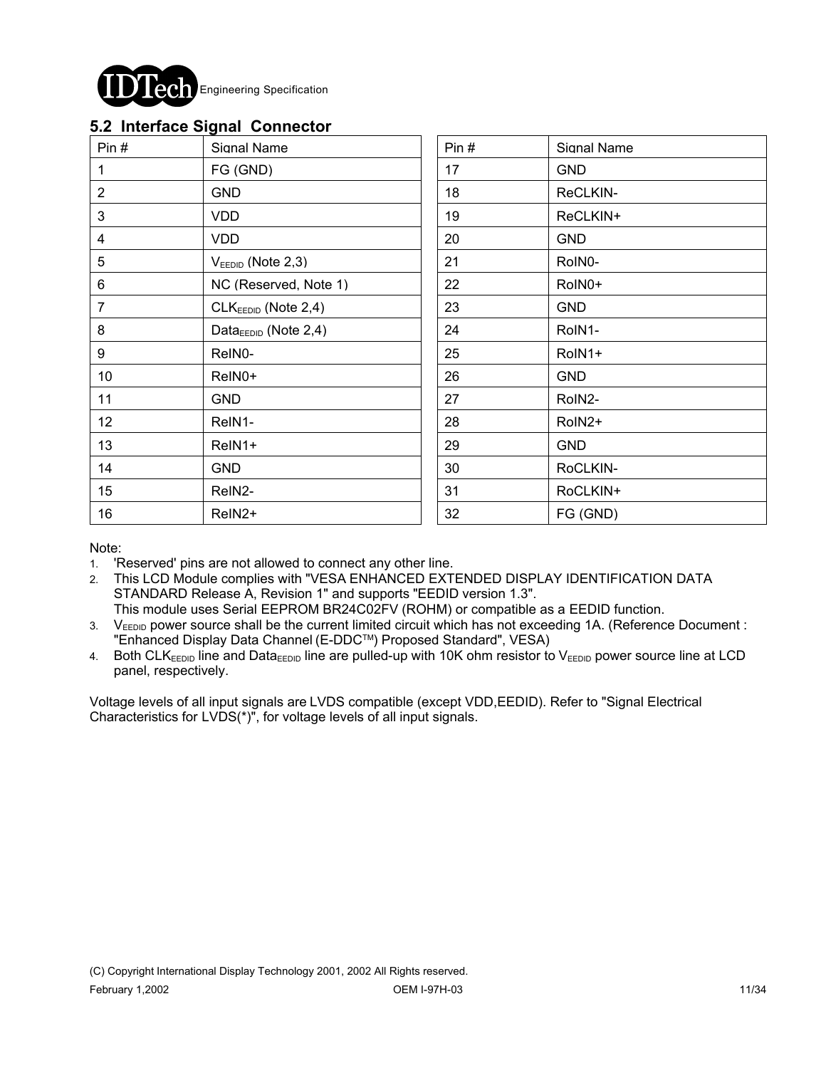## 5.2 Interface Signal Connector

| Pin # | Signal Name | Pin # | Signal Name |
|---|---|---|---|
| 1 | FG (GND) | 17 | GND |
| 2 | GND | 18 | ReCLKIN- |
| 3 | VDD | 19 | ReCLKIN+ |
| 4 | VDD | 20 | GND |
| 5 | $V_{EEDID}$ (Note 2,3) | 21 | RoIN0- |
| 6 | NC (Reserved, Note 1) | 22 | RoIN0+ |
| 7 | $CLK_{EEDID}$ (Note 2,4) | 23 | GND |
| 8 | $Data_{EEDID}$ (Note 2,4) | 24 | RoIN1- |
| 9 | ReIN0- | 25 | RoIN1+ |
| 10 | ReIN0+ | 26 | GND |
| 11 | GND | 27 | RoIN2- |
| 12 | ReIN1- | 28 | RoIN2+ |
| 13 | ReIN1+ | 29 | GND |
| 14 | GND | 30 | RoCLKIN- |
| 15 | ReIN2- | 31 | RoCLKIN+ |
| 16 | ReIN2+ | 32 | FG (GND) |

Note:

1. 'Reserved' pins are not allowed to connect any other line.
2. This LCD Module complies with "VESA ENHANCED EXTENDED DISPLAY IDENTIFICATION DATA STANDARD Release A, Revision 1" and supports "EEDID version 1.3". This module uses Serial EEPROM BR24C02FV (ROHM) or compatible as a EEDID function.
3. $V_{EEDID}$ power source shall be the current limited circuit which has not exceeding 1A. (Reference Document : "Enhanced Display Data Channel (E-DDC™) Proposed Standard", VESA)
4. Both $CLK_{EEDID}$ line and $Data_{EEDID}$ line are pulled-up with 10K ohm resistor to $V_{EEDID}$ power source line at LCD panel, respectively.

Voltage levels of all input signals are LVDS compatible (except VDD,EEDID). Refer to "Signal Electrical Characteristics for LVDS(*)", for voltage levels of all input signals.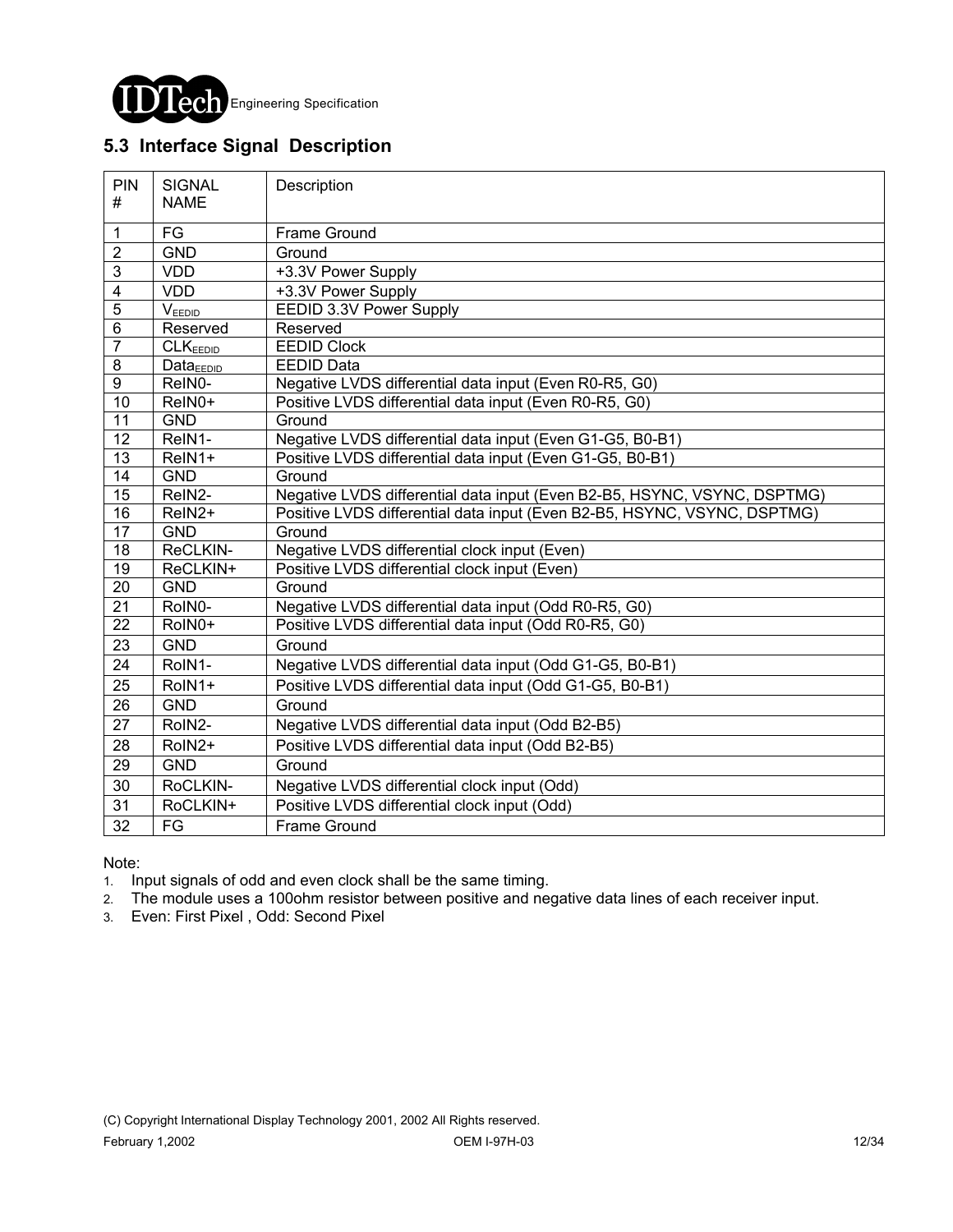## 5.3 Interface Signal Description

| PIN # | SIGNAL NAME | Description |
|---|---|---|
| 1 | FG | Frame Ground |
| 2 | GND | Ground |
| 3 | VDD | +3.3V Power Supply |
| 4 | VDD | +3.3V Power Supply |
| 5 | $V_{EEDID}$ | EEDID 3.3V Power Supply |
| 6 | Reserved | Reserved |
| 7 | $CLK_{EEDID}$ | EEDID Clock |
| 8 | $Data_{EEDID}$ | EEDID Data |
| 9 | ReIN0- | Negative LVDS differential data input (Even R0-R5, G0) |
| 10 | ReIN0+ | Positive LVDS differential data input (Even R0-R5, G0) |
| 11 | GND | Ground |
| 12 | ReIN1- | Negative LVDS differential data input (Even G1-G5, B0-B1) |
| 13 | ReIN1+ | Positive LVDS differential data input (Even G1-G5, B0-B1) |
| 14 | GND | Ground |
| 15 | ReIN2- | Negative LVDS differential data input (Even B2-B5, HSYNC, VSYNC, DSPTMG) |
| 16 | ReIN2+ | Positive LVDS differential data input (Even B2-B5, HSYNC, VSYNC, DSPTMG) |
| 17 | GND | Ground |
| 18 | ReCLKIN- | Negative LVDS differential clock input (Even) |
| 19 | ReCLKIN+ | Positive LVDS differential clock input (Even) |
| 20 | GND | Ground |
| 21 | RoIN0- | Negative LVDS differential data input (Odd R0-R5, G0) |
| 22 | RoIN0+ | Positive LVDS differential data input (Odd R0-R5, G0) |
| 23 | GND | Ground |
| 24 | RoIN1- | Negative LVDS differential data input (Odd G1-G5, B0-B1) |
| 25 | RoIN1+ | Positive LVDS differential data input (Odd G1-G5, B0-B1) |
| 26 | GND | Ground |
| 27 | RoIN2- | Negative LVDS differential data input (Odd B2-B5) |
| 28 | RoIN2+ | Positive LVDS differential data input (Odd B2-B5) |
| 29 | GND | Ground |
| 30 | RoCLKIN- | Negative LVDS differential clock input (Odd) |
| 31 | RoCLKIN+ | Positive LVDS differential clock input (Odd) |
| 32 | FG | Frame Ground |

Note:

1. Input signals of odd and even clock shall be the same timing.
2. The module uses a 100ohm resistor between positive and negative data lines of each receiver input.
3. Even: First Pixel , Odd: Second Pixel

(C) Copyright International Display Technology 2001, 2002 All Rights reserved.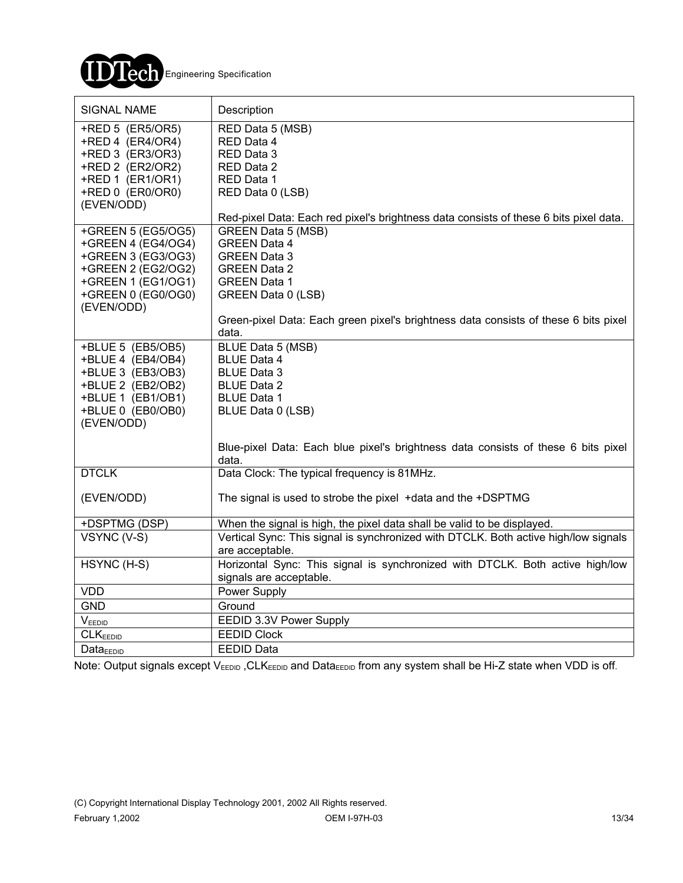| SIGNAL NAME | Description |
| --- | --- |
| +RED 5 (ER5/OR5)<br>+RED 4 (ER4/OR4)<br>+RED 3 (ER3/OR3)<br>+RED 2 (ER2/OR2)<br>+RED 1 (ER1/OR1)<br>+RED 0 (ER0/OR0)<br>(EVEN/ODD) | RED Data 5 (MSB)<br>RED Data 4<br>RED Data 3<br>RED Data 2<br>RED Data 1<br>RED Data 0 (LSB)<br><br>Red-pixel Data: Each red pixel's brightness data consists of these 6 bits pixel data. |
| +GREEN 5 (EG5/OG5)<br>+GREEN 4 (EG4/OG4)<br>+GREEN 3 (EG3/OG3)<br>+GREEN 2 (EG2/OG2)<br>+GREEN 1 (EG1/OG1)<br>+GREEN 0 (EG0/OG0)<br>(EVEN/ODD) | GREEN Data 5 (MSB)<br>GREEN Data 4<br>GREEN Data 3<br>GREEN Data 2<br>GREEN Data 1<br>GREEN Data 0 (LSB)<br><br>Green-pixel Data: Each green pixel's brightness data consists of these 6 bits pixel data. |
| +BLUE 5 (EB5/OB5)<br>+BLUE 4 (EB4/OB4)<br>+BLUE 3 (EB3/OB3)<br>+BLUE 2 (EB2/OB2)<br>+BLUE 1 (EB1/OB1)<br>+BLUE 0 (EB0/OB0)<br>(EVEN/ODD) | BLUE Data 5 (MSB)<br>BLUE Data 4<br>BLUE Data 3<br>BLUE Data 2<br>BLUE Data 1<br>BLUE Data 0 (LSB)<br><br>Blue-pixel Data: Each blue pixel's brightness data consists of these 6 bits pixel data. |
| DTCLK<br><br>(EVEN/ODD) | Data Clock: The typical frequency is 81MHz.<br><br>The signal is used to strobe the pixel +data and the +DSPTMG |
| +DSPTMG (DSP) | When the signal is high, the pixel data shall be valid to be displayed. |
| VSYNC (V-S) | Vertical Sync: This signal is synchronized with DTCLK. Both active high/low signals are acceptable. |
| HSYNC (H-S) | Horizontal Sync: This signal is synchronized with DTCLK. Both active high/low signals are acceptable. |
| VDD | Power Supply |
| GND | Ground |
| $V_{EEDID}$ | EEDID 3.3V Power Supply |
| $CLK_{EEDID}$ | EEDID Clock |
| $Data_{EEDID}$ | EEDID Data |

Note: Output signals except $V_{EEDID}$ ,$CLK_{EEDID}$ and $Data_{EEDID}$ from any system shall be Hi-Z state when VDD is off.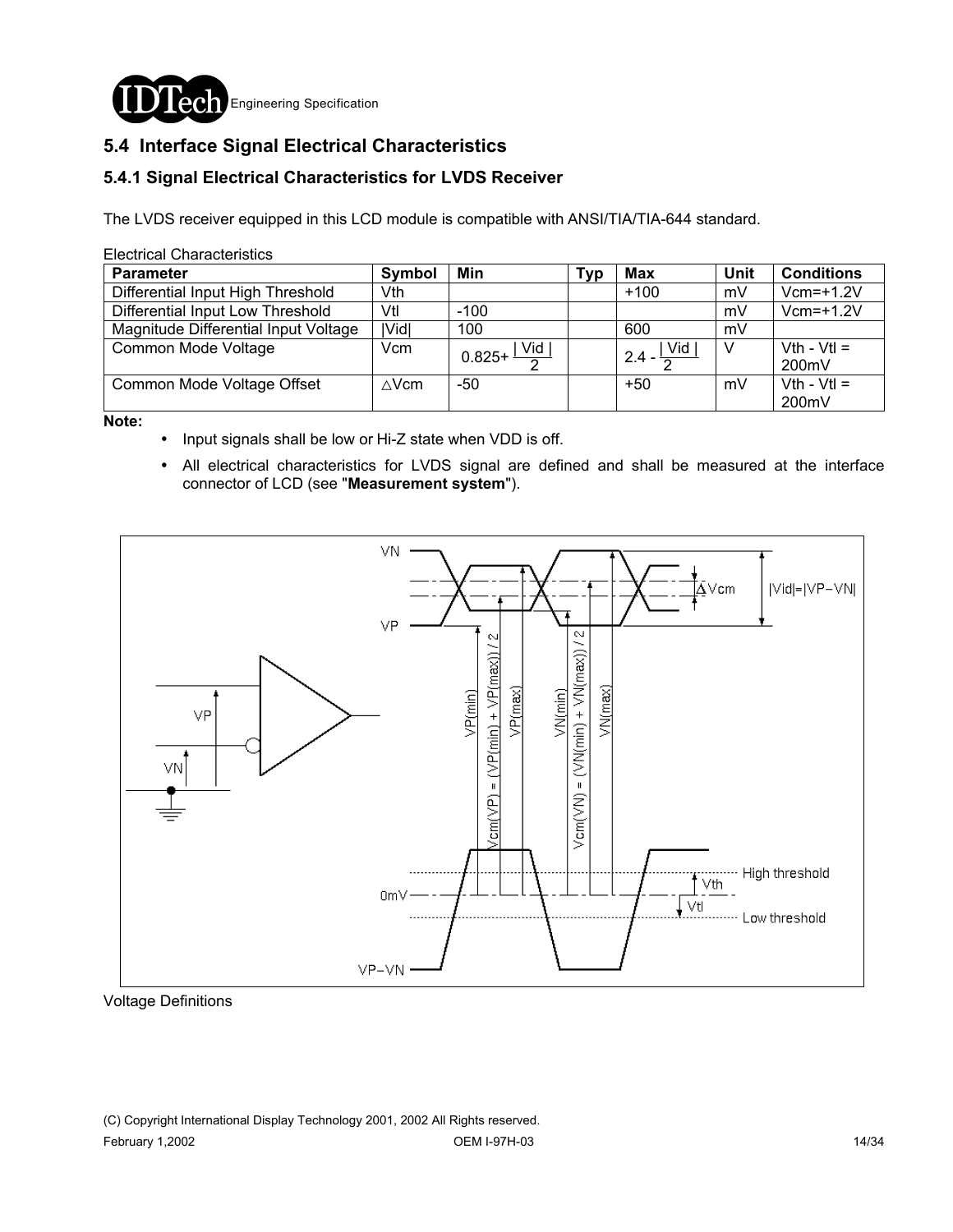## 5.4 Interface Signal Electrical Characteristics

### 5.4.1 Signal Electrical Characteristics for LVDS Receiver

The LVDS receiver equipped in this LCD module is compatible with ANSI/TIA/TIA-644 standard.

Electrical Characteristics

| Parameter | Symbol | Min | Typ | Max | Unit | Conditions |
|---|---|---|---|---|---|---|
| Differential Input High Threshold | Vth | | | +100 | mV | Vcm=+1.2V |
| Differential Input Low Threshold | Vtl | -100 | | | mV | Vcm=+1.2V |
| Magnitude Differential Input Voltage | \|Vid\| | 100 | | 600 | mV | |
| Common Mode Voltage | Vcm | $0.825+\frac{\|Vid\|}{2}$ | | $2.4-\frac{\|Vid\|}{2}$ | V | Vth - Vtl = 200mV |
| Common Mode Voltage Offset | △Vcm | -50 | | +50 | mV | Vth - Vtl = 200mV |

**Note:**

- Input signals shall be low or Hi-Z state when VDD is off.
- All electrical characteristics for LVDS signal are defined and shall be measured at the interface connector of LCD (see "**Measurement system**").

Voltage Definitions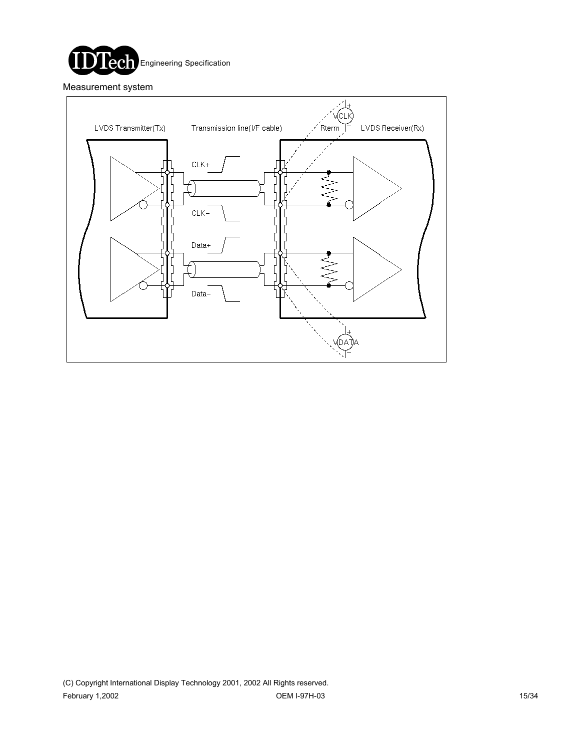Measurement system

LVDS Transmitter(Tx)

Transmission line(I/F cable)

Rterm

LVDS Receiver(Rx)

VCLK

CLK+

CLK−

Data+

Data−

VDATA

(C) Copyright International Display Technology 2001, 2002 All Rights reserved.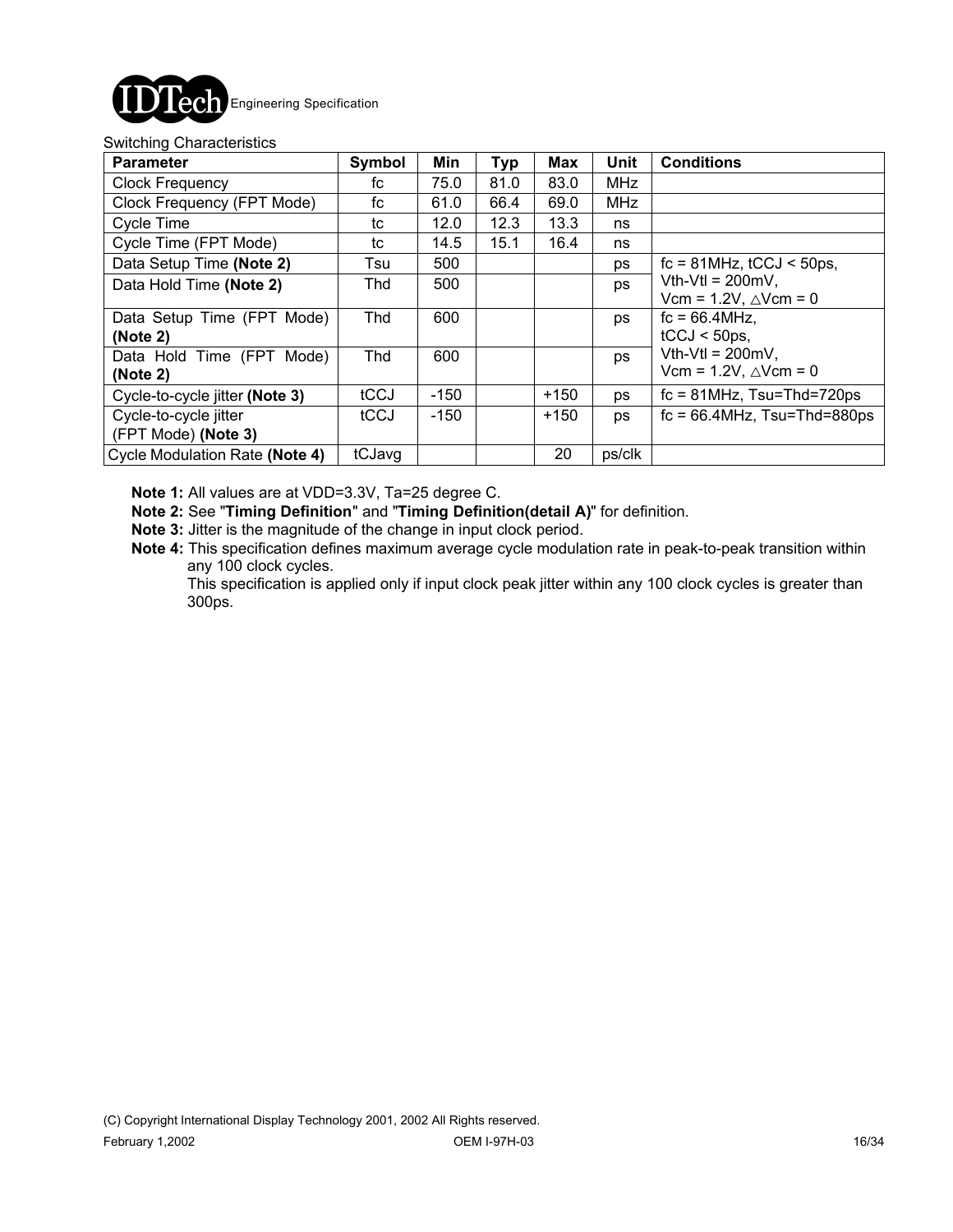Switching Characteristics

| Parameter | Symbol | Min | Typ | Max | Unit | Conditions |
|---|---|---|---|---|---|---|
| Clock Frequency | fc | 75.0 | 81.0 | 83.0 | MHz | |
| Clock Frequency (FPT Mode) | fc | 61.0 | 66.4 | 69.0 | MHz | |
| Cycle Time | tc | 12.0 | 12.3 | 13.3 | ns | |
| Cycle Time (FPT Mode) | tc | 14.5 | 15.1 | 16.4 | ns | |
| Data Setup Time **(Note 2)** | Tsu | 500 | | | ps | fc = 81MHz, tCCJ < 50ps, Vth-Vtl = 200mV, Vcm = 1.2V, △Vcm = 0 |
| Data Hold Time **(Note 2)** | Thd | 500 | | | ps | |
| Data Setup Time (FPT Mode) **(Note 2)** | Thd | 600 | | | ps | fc = 66.4MHz, tCCJ < 50ps, Vth-Vtl = 200mV, Vcm = 1.2V, △Vcm = 0 |
| Data Hold Time (FPT Mode) **(Note 2)** | Thd | 600 | | | ps | |
| Cycle-to-cycle jitter **(Note 3)** | tCCJ | -150 | | +150 | ps | fc = 81MHz, Tsu=Thd=720ps |
| Cycle-to-cycle jitter (FPT Mode) **(Note 3)** | tCCJ | -150 | | +150 | ps | fc = 66.4MHz, Tsu=Thd=880ps |
| Cycle Modulation Rate **(Note 4)** | tCJavg | | | 20 | ps/clk | |

**Note 1:** All values are at VDD=3.3V, Ta=25 degree C.

**Note 2:** See "**Timing Definition**" and "**Timing Definition(detail A)**" for definition.

**Note 3:** Jitter is the magnitude of the change in input clock period.

**Note 4:** This specification defines maximum average cycle modulation rate in peak-to-peak transition within any 100 clock cycles.
This specification is applied only if input clock peak jitter within any 100 clock cycles is greater than 300ps.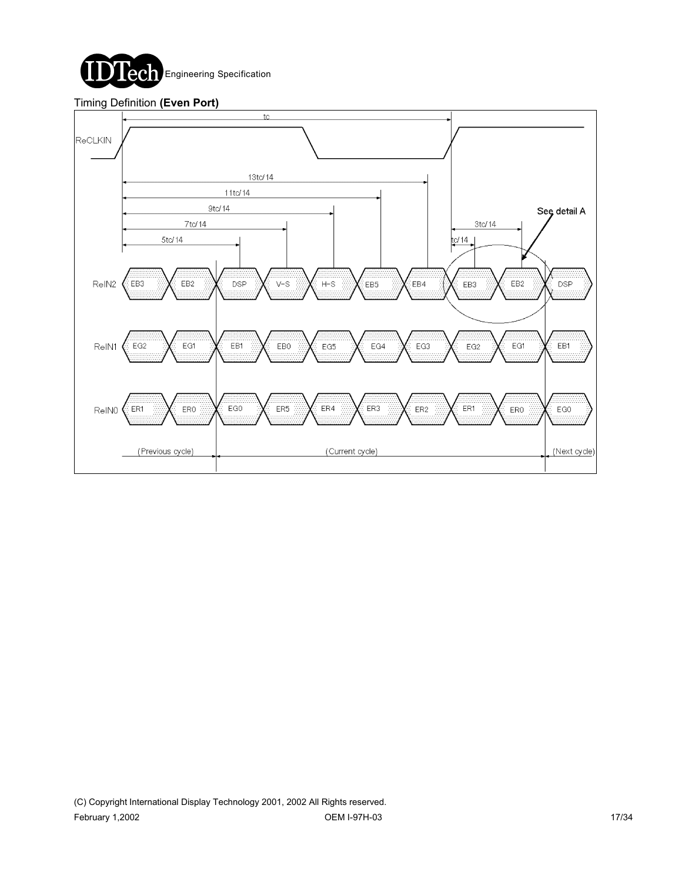## Timing Definition **(Even Port)**

ReCLKIN

tc

13tc/14

11tc/14

9tc/14

7tc/14

5tc/14

3tc/14

tc/14

See detail A

ReIN2: EB3, EB2, DSP, V-S, H-S, EB5, EB4, EB3, EB2, DSP

ReIN1: EG2, EG1, EB1, EB0, EG5, EG4, EG3, EG2, EG1, EB1

ReIN0: ER1, ER0, EG0, ER5, ER4, ER3, ER2, ER1, ER0, EG0

(Previous cycle) (Current cycle) (Next cycle)

(C) Copyright International Display Technology 2001, 2002 All Rights reserved.

February 1,2002 OEM I-97H-03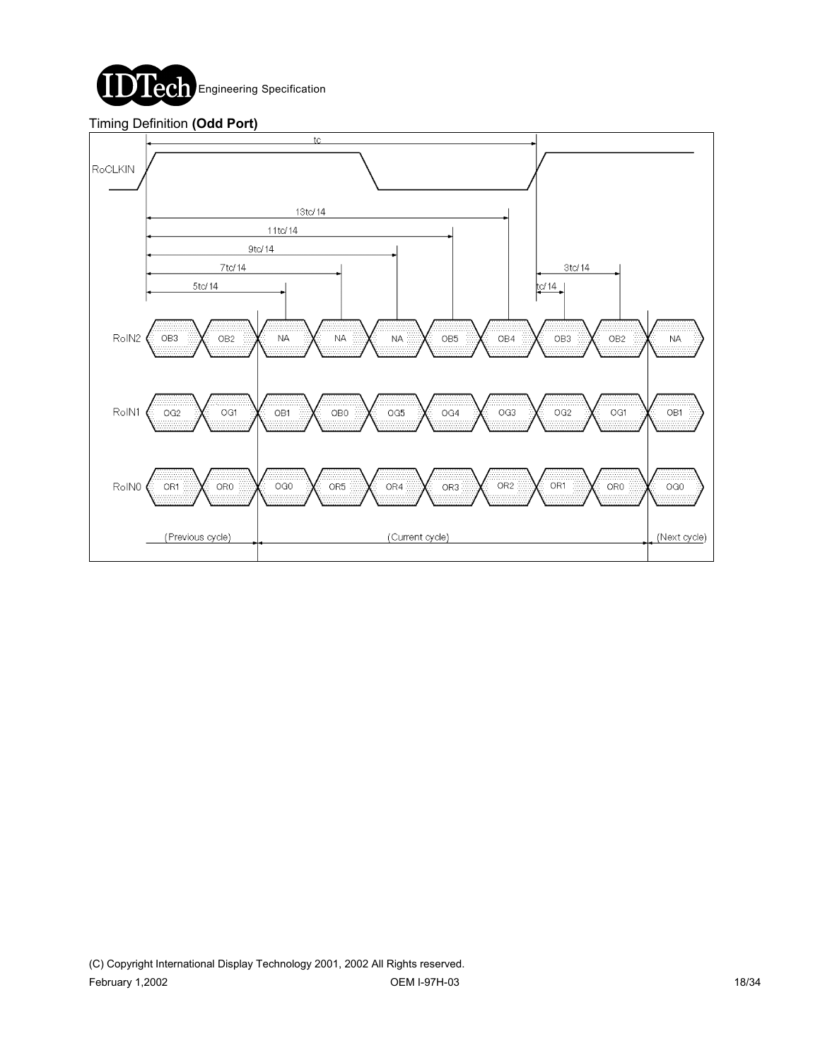Timing Definition **(Odd Port)**

| Signal | (Previous cycle) | | (Current cycle) | | | | | | | (Next cycle) |
|---|---|---|---|---|---|---|---|---|---|---|
| RoIN2 | OB3 | OB2 | NA | NA | NA | OB5 | OB4 | OB3 | OB2 | NA |
| RoIN1 | OG2 | OG1 | OB1 | OB0 | OG5 | OG4 | OG3 | OG2 | OG1 | OB1 |
| RoIN0 | OR1 | OR0 | OG0 | OR5 | OR4 | OR3 | OR2 | OR1 | OR0 | OG0 |

RoCLKIN timing: tc; 5tc/14, 7tc/14, 9tc/14, 11tc/14, 13tc/14; tc/14, 3tc/14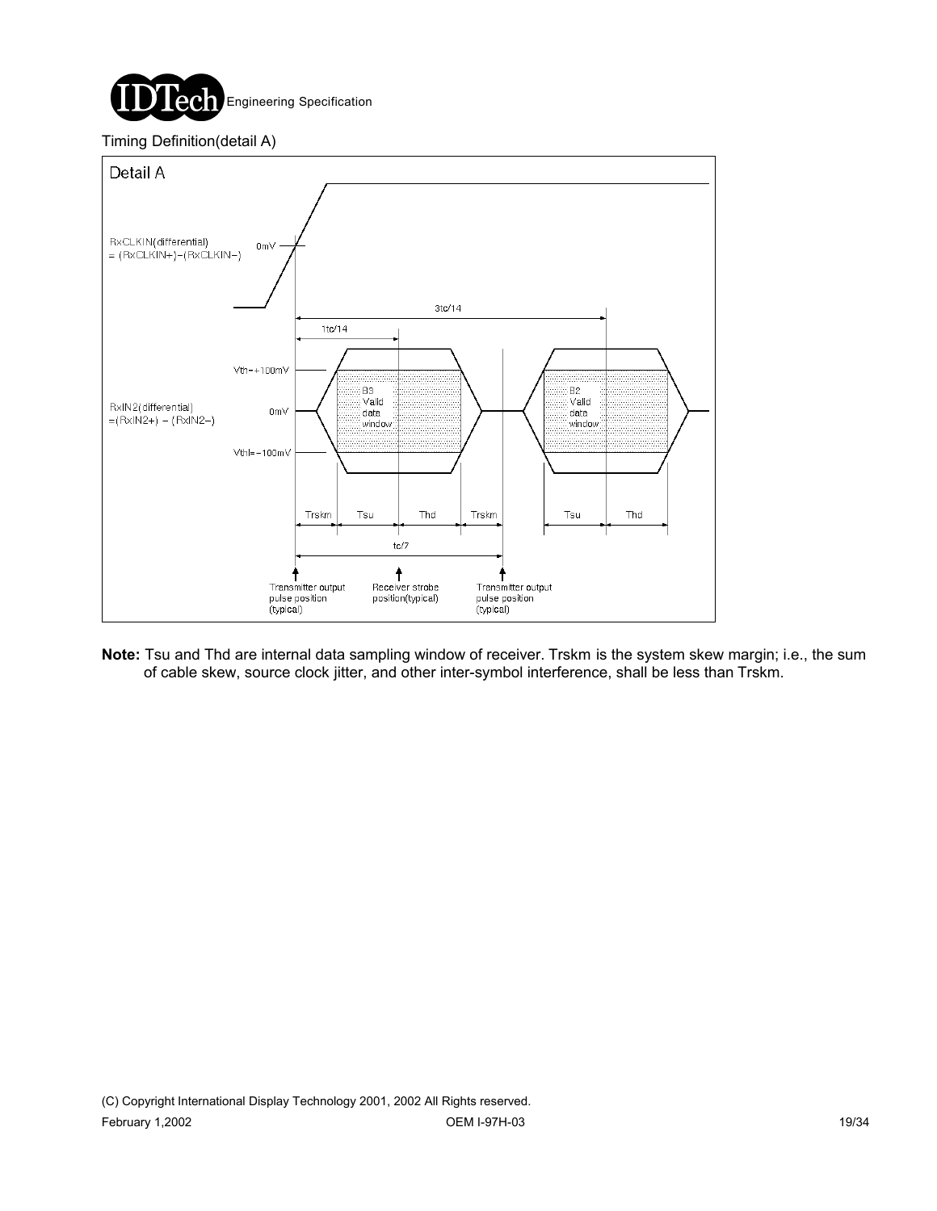Timing Definition(detail A)

Detail A

RxCLKIN(differential) = (RxCLKIN+)−(RxCLKIN−)

0mV

3tc/14

1tc/14

Vth=+100mV

RxIN2(differential) =(RxIN2+) − (RxIN2−)

0mV

Vthl=−100mV

B3 Valid data window

B2 Valid data window

Trskm | Tsu | Thd | Trskm | Tsu | Thd

tc/7

Transmitter output pulse position (typical)

Receiver strobe position(typical)

Transmitter output pulse position (typical)

**Note:** Tsu and Thd are internal data sampling window of receiver. Trskm is the system skew margin; i.e., the sum of cable skew, source clock jitter, and other inter-symbol interference, shall be less than Trskm.

(C) Copyright International Display Technology 2001, 2002 All Rights reserved.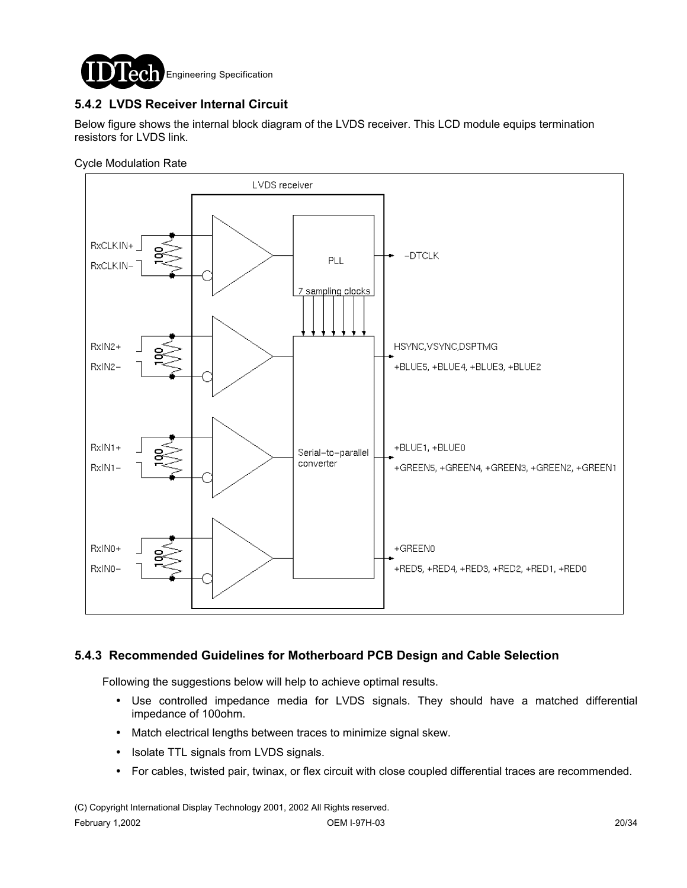### 5.4.2 LVDS Receiver Internal Circuit

Below figure shows the internal block diagram of the LVDS receiver. This LCD module equips termination resistors for LVDS link.

Cycle Modulation Rate

### 5.4.3 Recommended Guidelines for Motherboard PCB Design and Cable Selection

Following the suggestions below will help to achieve optimal results.

- Use controlled impedance media for LVDS signals. They should have a matched differential impedance of 100ohm.
- Match electrical lengths between traces to minimize signal skew.
- Isolate TTL signals from LVDS signals.
- For cables, twisted pair, twinax, or flex circuit with close coupled differential traces are recommended.

(C) Copyright International Display Technology 2001, 2002 All Rights reserved.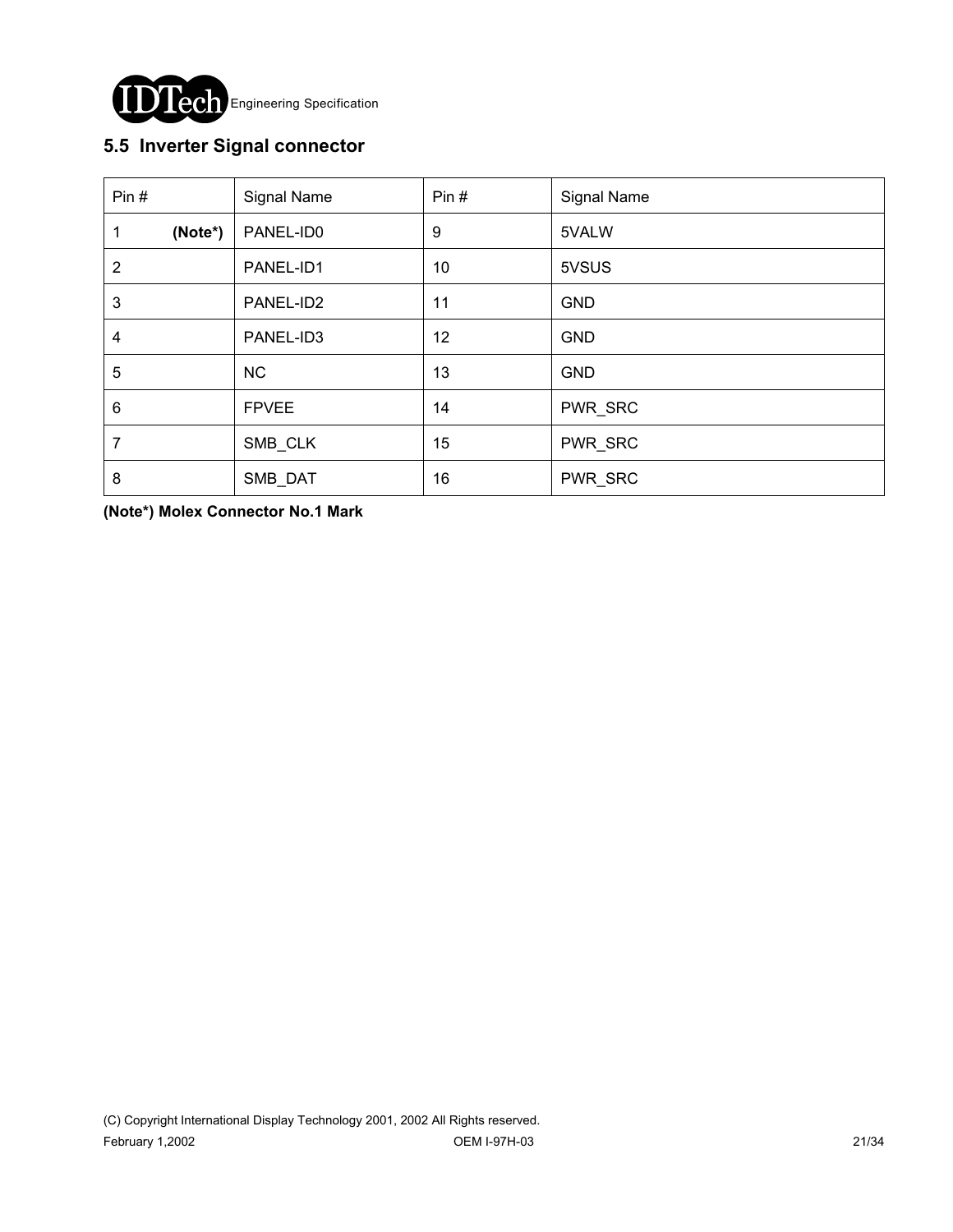## 5.5 Inverter Signal connector

| Pin # | Signal Name | Pin # | Signal Name |
|---|---|---|---|
| 1 **(Note*)** | PANEL-ID0 | 9 | 5VALW |
| 2 | PANEL-ID1 | 10 | 5VSUS |
| 3 | PANEL-ID2 | 11 | GND |
| 4 | PANEL-ID3 | 12 | GND |
| 5 | NC | 13 | GND |
| 6 | FPVEE | 14 | PWR_SRC |
| 7 | SMB_CLK | 15 | PWR_SRC |
| 8 | SMB_DAT | 16 | PWR_SRC |

**(Note*) Molex Connector No.1 Mark**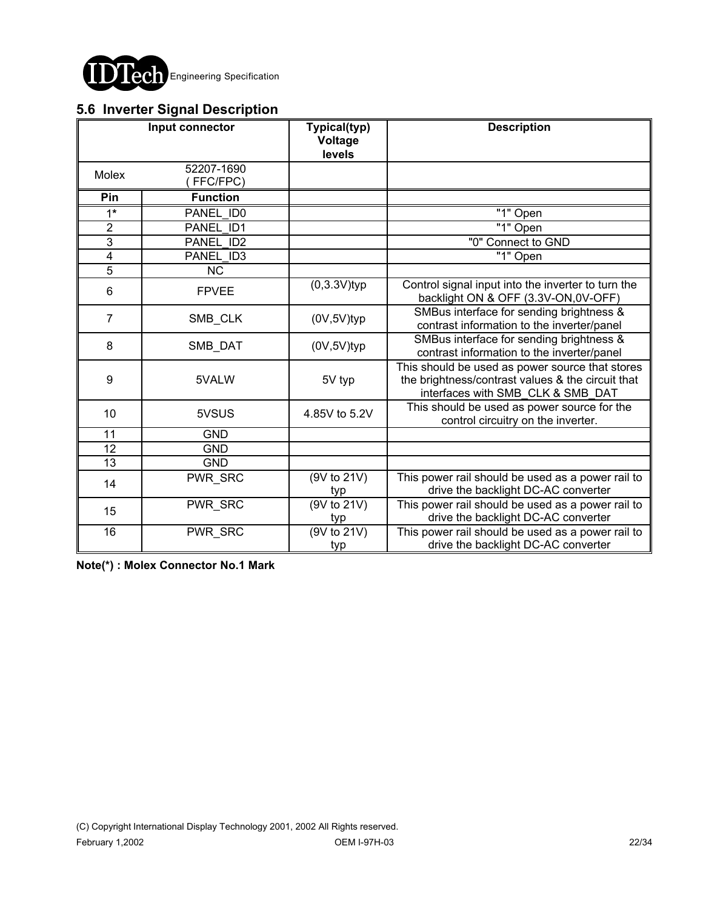## 5.6 Inverter Signal Description

| Input connector | | Typical(typ) Voltage levels | Description |
|---|---|---|---|
| Molex | 52207-1690 ( FFC/FPC) | | |
| **Pin** | **Function** | | |
| 1* | PANEL_ID0 | | "1" Open |
| 2 | PANEL_ID1 | | "1" Open |
| 3 | PANEL_ID2 | | "0" Connect to GND |
| 4 | PANEL_ID3 | | "1" Open |
| 5 | NC | | |
| 6 | FPVEE | (0,3.3V)typ | Control signal input into the inverter to turn the backlight ON & OFF (3.3V-ON,0V-OFF) |
| 7 | SMB_CLK | (0V,5V)typ | SMBus interface for sending brightness & contrast information to the inverter/panel |
| 8 | SMB_DAT | (0V,5V)typ | SMBus interface for sending brightness & contrast information to the inverter/panel |
| 9 | 5VALW | 5V typ | This should be used as power source that stores the brightness/contrast values & the circuit that interfaces with SMB_CLK & SMB_DAT |
| 10 | 5VSUS | 4.85V to 5.2V | This should be used as power source for the control circuitry on the inverter. |
| 11 | GND | | |
| 12 | GND | | |
| 13 | GND | | |
| 14 | PWR_SRC | (9V to 21V) typ | This power rail should be used as a power rail to drive the backlight DC-AC converter |
| 15 | PWR_SRC | (9V to 21V) typ | This power rail should be used as a power rail to drive the backlight DC-AC converter |
| 16 | PWR_SRC | (9V to 21V) typ | This power rail should be used as a power rail to drive the backlight DC-AC converter |

**Note(*) : Molex Connector No.1 Mark**

(C) Copyright International Display Technology 2001, 2002 All Rights reserved.

February 1,2002 OEM I-97H-03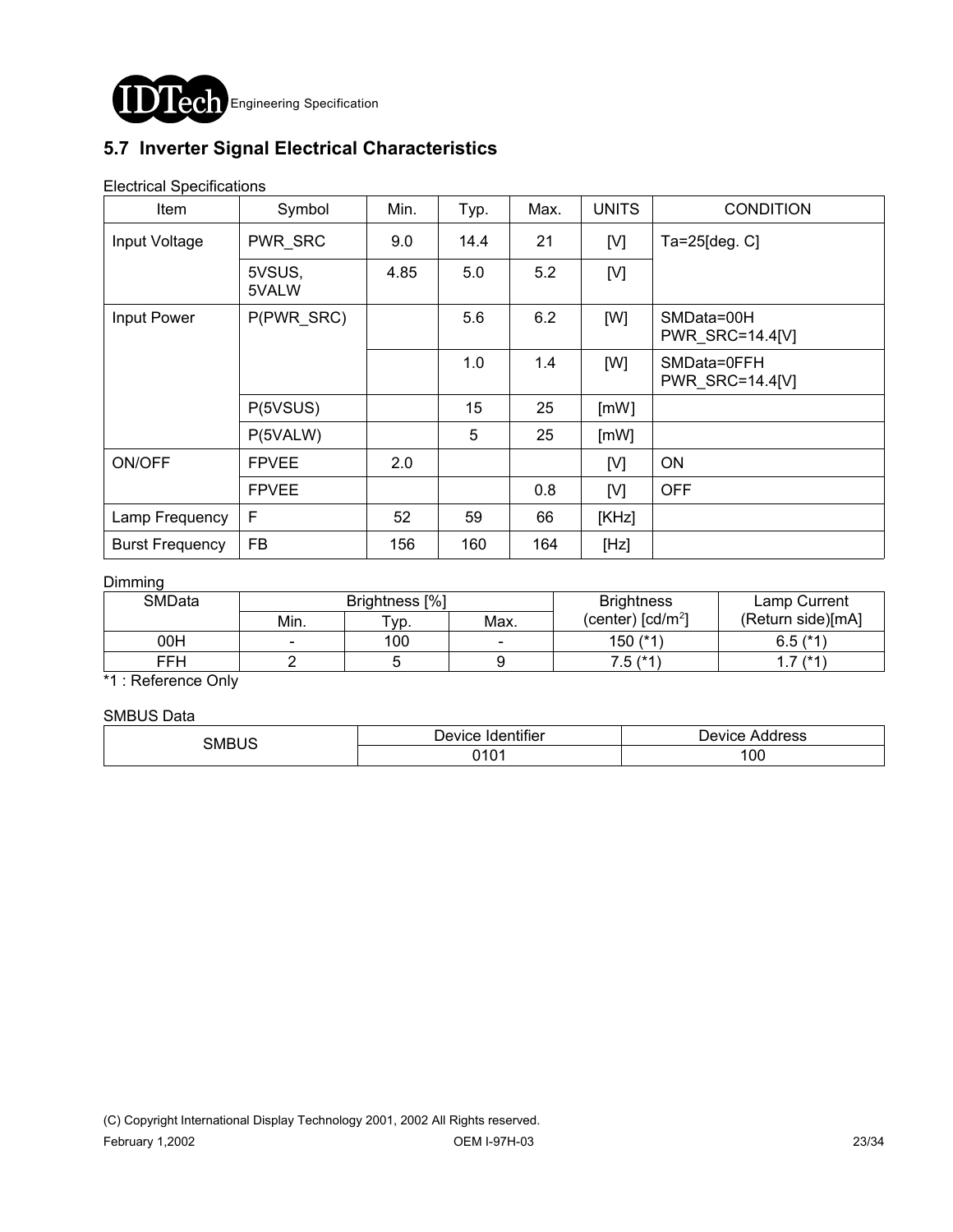## 5.7 Inverter Signal Electrical Characteristics

Electrical Specifications

| Item | Symbol | Min. | Typ. | Max. | UNITS | CONDITION |
|---|---|---|---|---|---|---|
| Input Voltage | PWR_SRC | 9.0 | 14.4 | 21 | [V] | Ta=25[deg. C] |
| | 5VSUS, 5VALW | 4.85 | 5.0 | 5.2 | [V] | |
| Input Power | P(PWR_SRC) | | 5.6 | 6.2 | [W] | SMData=00H PWR_SRC=14.4[V] |
| | | | 1.0 | 1.4 | [W] | SMData=0FFH PWR_SRC=14.4[V] |
| | P(5VSUS) | | 15 | 25 | [mW] | |
| | P(5VALW) | | 5 | 25 | [mW] | |
| ON/OFF | FPVEE | 2.0 | | | [V] | ON |
| | FPVEE | | | 0.8 | [V] | OFF |
| Lamp Frequency | F | 52 | 59 | 66 | [KHz] | |
| Burst Frequency | FB | 156 | 160 | 164 | [Hz] | |

Dimming

| SMData | Brightness [%] | | | Brightness (center) [cd/m$^2$] | Lamp Current (Return side)[mA] |
|---|---|---|---|---|---|
| | Min. | Typ. | Max. | | |
| 00H | - | 100 | - | 150 (*1) | 6.5 (*1) |
| FFH | 2 | 5 | 9 | 7.5 (*1) | 1.7 (*1) |

*1 : Reference Only

SMBUS Data

| SMBUS | Device Identifier | Device Address |
|---|---|---|
| | 0101 | 100 |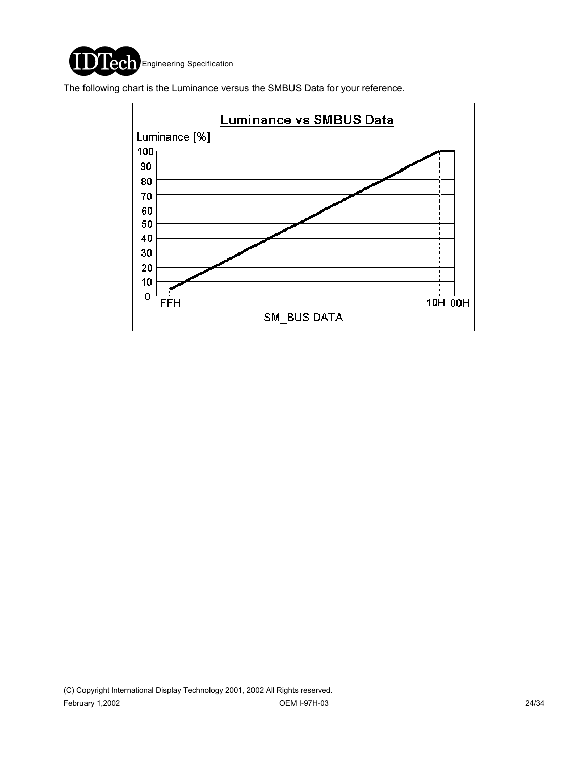The following chart is the Luminance versus the SMBUS Data for your reference.

**Luminance vs SMBUS Data**

Luminance [%]

100
90
80
70
60
50
40
30
20
10
0

FFH 10H 00H

SM_BUS DATA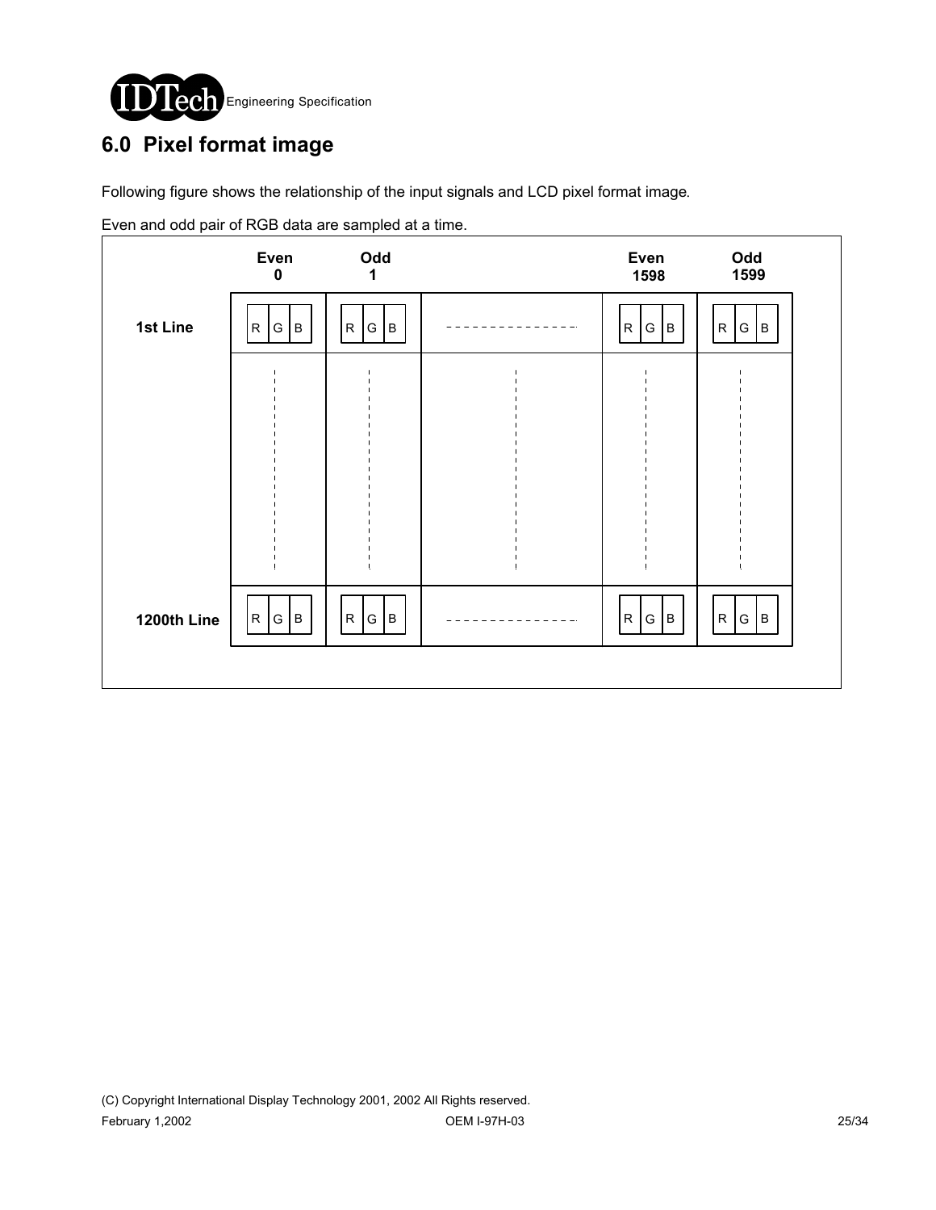## 6.0 Pixel format image

Following figure shows the relationship of the input signals and LCD pixel format image.

Even and odd pair of RGB data are sampled at a time.

|  | Even 0 | Odd 1 |  | Even 1598 | Odd 1599 |
|---|---|---|---|---|---|
| 1st Line | R G B | R G B | - - - - - - - - | R G B | R G B |
|  | ⋮ | ⋮ | ⋮ | ⋮ | ⋮ |
| 1200th Line | R G B | R G B | - - - - - - - - | R G B | R G B |

(C) Copyright International Display Technology 2001, 2002 All Rights reserved.

February 1,2002 OEM I-97H-03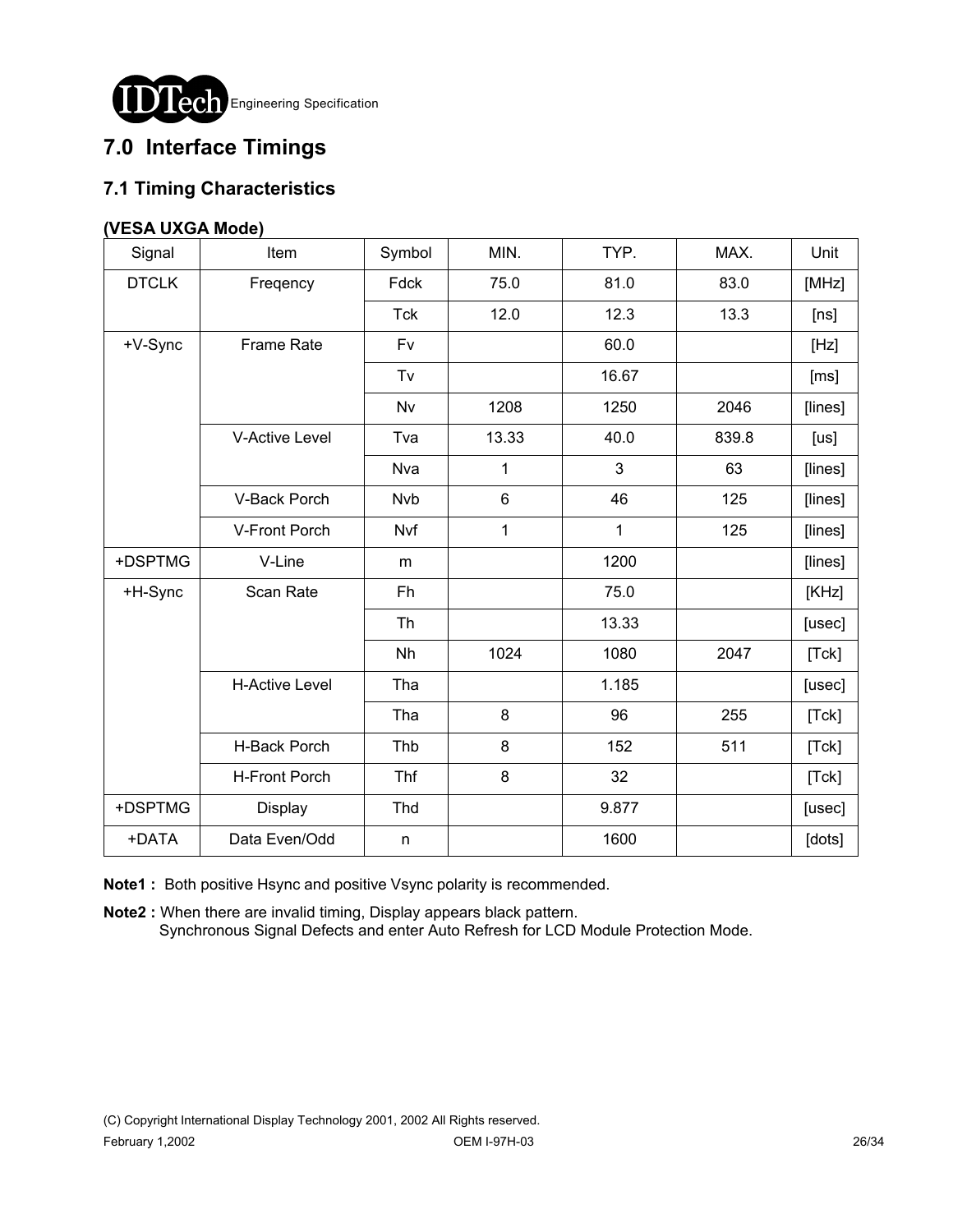# 7.0 Interface Timings

## 7.1 Timing Characteristics

**(VESA UXGA Mode)**

| Signal | Item | Symbol | MIN. | TYP. | MAX. | Unit |
|---|---|---|---|---|---|---|
| DTCLK | Freqency | Fdck | 75.0 | 81.0 | 83.0 | [MHz] |
| | | Tck | 12.0 | 12.3 | 13.3 | [ns] |
| +V-Sync | Frame Rate | Fv | | 60.0 | | [Hz] |
| | | Tv | | 16.67 | | [ms] |
| | | Nv | 1208 | 1250 | 2046 | [lines] |
| | V-Active Level | Tva | 13.33 | 40.0 | 839.8 | [us] |
| | | Nva | 1 | 3 | 63 | [lines] |
| | V-Back Porch | Nvb | 6 | 46 | 125 | [lines] |
| | V-Front Porch | Nvf | 1 | 1 | 125 | [lines] |
| +DSPTMG | V-Line | m | | 1200 | | [lines] |
| +H-Sync | Scan Rate | Fh | | 75.0 | | [KHz] |
| | | Th | | 13.33 | | [usec] |
| | | Nh | 1024 | 1080 | 2047 | [Tck] |
| | H-Active Level | Tha | | 1.185 | | [usec] |
| | | Tha | 8 | 96 | 255 | [Tck] |
| | H-Back Porch | Thb | 8 | 152 | 511 | [Tck] |
| | H-Front Porch | Thf | 8 | 32 | | [Tck] |
| +DSPTMG | Display | Thd | | 9.877 | | [usec] |
| +DATA | Data Even/Odd | n | | 1600 | | [dots] |

**Note1 :** Both positive Hsync and positive Vsync polarity is recommended.

**Note2 :** When there are invalid timing, Display appears black pattern.
Synchronous Signal Defects and enter Auto Refresh for LCD Module Protection Mode.

(C) Copyright International Display Technology 2001, 2002 All Rights reserved.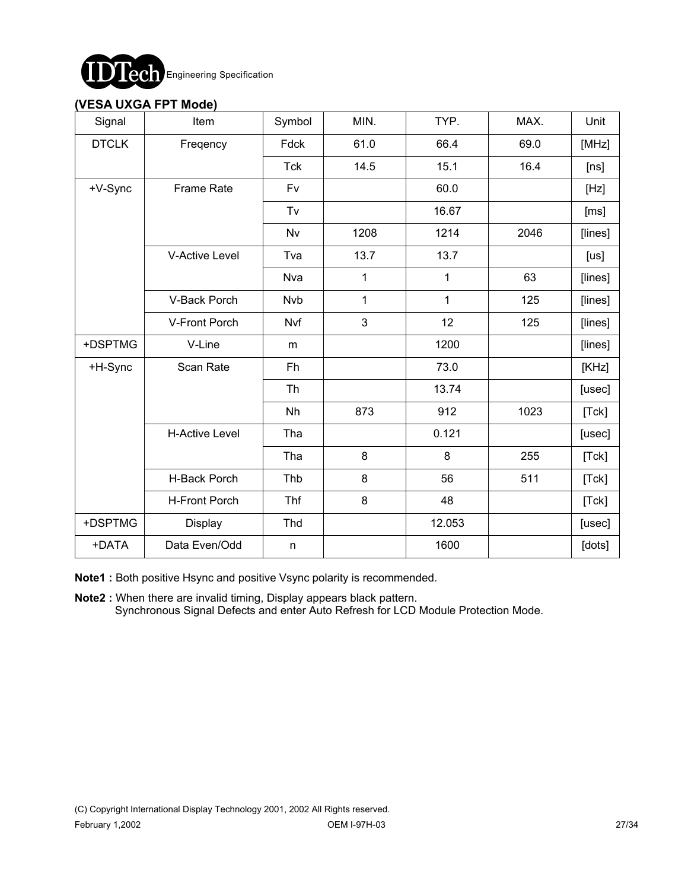**(VESA UXGA FPT Mode)**

| Signal | Item | Symbol | MIN. | TYP. | MAX. | Unit |
|---|---|---|---|---|---|---|
| DTCLK | Freqency | Fdck | 61.0 | 66.4 | 69.0 | [MHz] |
| | | Tck | 14.5 | 15.1 | 16.4 | [ns] |
| +V-Sync | Frame Rate | Fv | | 60.0 | | [Hz] |
| | | Tv | | 16.67 | | [ms] |
| | | Nv | 1208 | 1214 | 2046 | [lines] |
| | V-Active Level | Tva | 13.7 | 13.7 | | [us] |
| | | Nva | 1 | 1 | 63 | [lines] |
| | V-Back Porch | Nvb | 1 | 1 | 125 | [lines] |
| | V-Front Porch | Nvf | 3 | 12 | 125 | [lines] |
| +DSPTMG | V-Line | m | | 1200 | | [lines] |
| +H-Sync | Scan Rate | Fh | | 73.0 | | [KHz] |
| | | Th | | 13.74 | | [usec] |
| | | Nh | 873 | 912 | 1023 | [Tck] |
| | H-Active Level | Tha | | 0.121 | | [usec] |
| | | Tha | 8 | 8 | 255 | [Tck] |
| | H-Back Porch | Thb | 8 | 56 | 511 | [Tck] |
| | H-Front Porch | Thf | 8 | 48 | | [Tck] |
| +DSPTMG | Display | Thd | | 12.053 | | [usec] |
| +DATA | Data Even/Odd | n | | 1600 | | [dots] |

**Note1 :** Both positive Hsync and positive Vsync polarity is recommended.

**Note2 :** When there are invalid timing, Display appears black pattern.
Synchronous Signal Defects and enter Auto Refresh for LCD Module Protection Mode.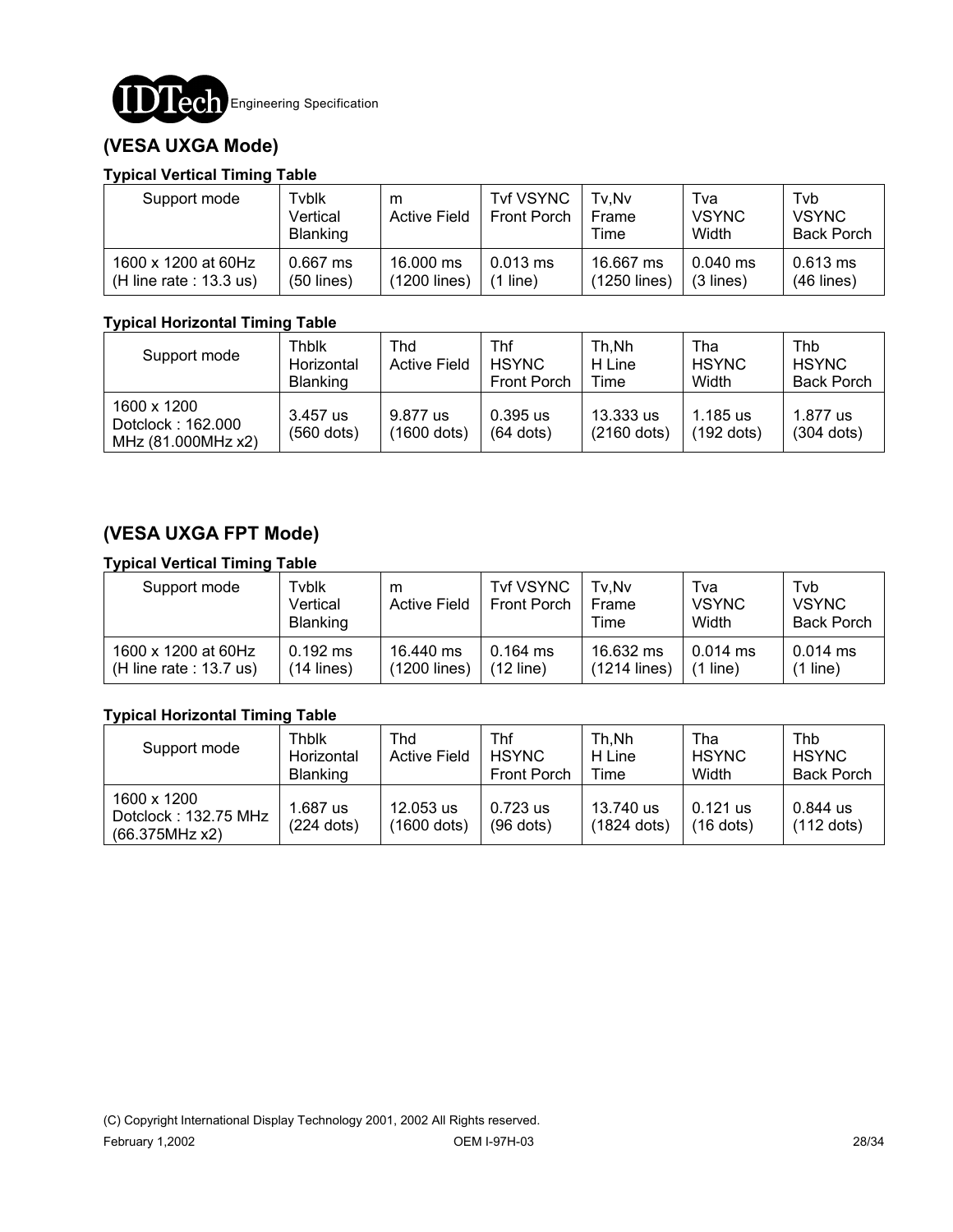## (VESA UXGA Mode)

**Typical Vertical Timing Table**

| Support mode | Tvblk Vertical Blanking | m Active Field | Tvf VSYNC Front Porch | Tv,Nv Frame Time | Tva VSYNC Width | Tvb VSYNC Back Porch |
|---|---|---|---|---|---|---|
| 1600 x 1200 at 60Hz (H line rate : 13.3 us) | 0.667 ms (50 lines) | 16.000 ms (1200 lines) | 0.013 ms (1 line) | 16.667 ms (1250 lines) | 0.040 ms (3 lines) | 0.613 ms (46 lines) |

**Typical Horizontal Timing Table**

| Support mode | Thblk Horizontal Blanking | Thd Active Field | Thf HSYNC Front Porch | Th,Nh H Line Time | Tha HSYNC Width | Thb HSYNC Back Porch |
|---|---|---|---|---|---|---|
| 1600 x 1200 Dotclock : 162.000 MHz (81.000MHz x2) | 3.457 us (560 dots) | 9.877 us (1600 dots) | 0.395 us (64 dots) | 13.333 us (2160 dots) | 1.185 us (192 dots) | 1.877 us (304 dots) |

## (VESA UXGA FPT Mode)

**Typical Vertical Timing Table**

| Support mode | Tvblk Vertical Blanking | m Active Field | Tvf VSYNC Front Porch | Tv,Nv Frame Time | Tva VSYNC Width | Tvb VSYNC Back Porch |
|---|---|---|---|---|---|---|
| 1600 x 1200 at 60Hz (H line rate : 13.7 us) | 0.192 ms (14 lines) | 16.440 ms (1200 lines) | 0.164 ms (12 line) | 16.632 ms (1214 lines) | 0.014 ms (1 line) | 0.014 ms (1 line) |

**Typical Horizontal Timing Table**

| Support mode | Thblk Horizontal Blanking | Thd Active Field | Thf HSYNC Front Porch | Th,Nh H Line Time | Tha HSYNC Width | Thb HSYNC Back Porch |
|---|---|---|---|---|---|---|
| 1600 x 1200 Dotclock : 132.75 MHz (66.375MHz x2) | 1.687 us (224 dots) | 12.053 us (1600 dots) | 0.723 us (96 dots) | 13.740 us (1824 dots) | 0.121 us (16 dots) | 0.844 us (112 dots) |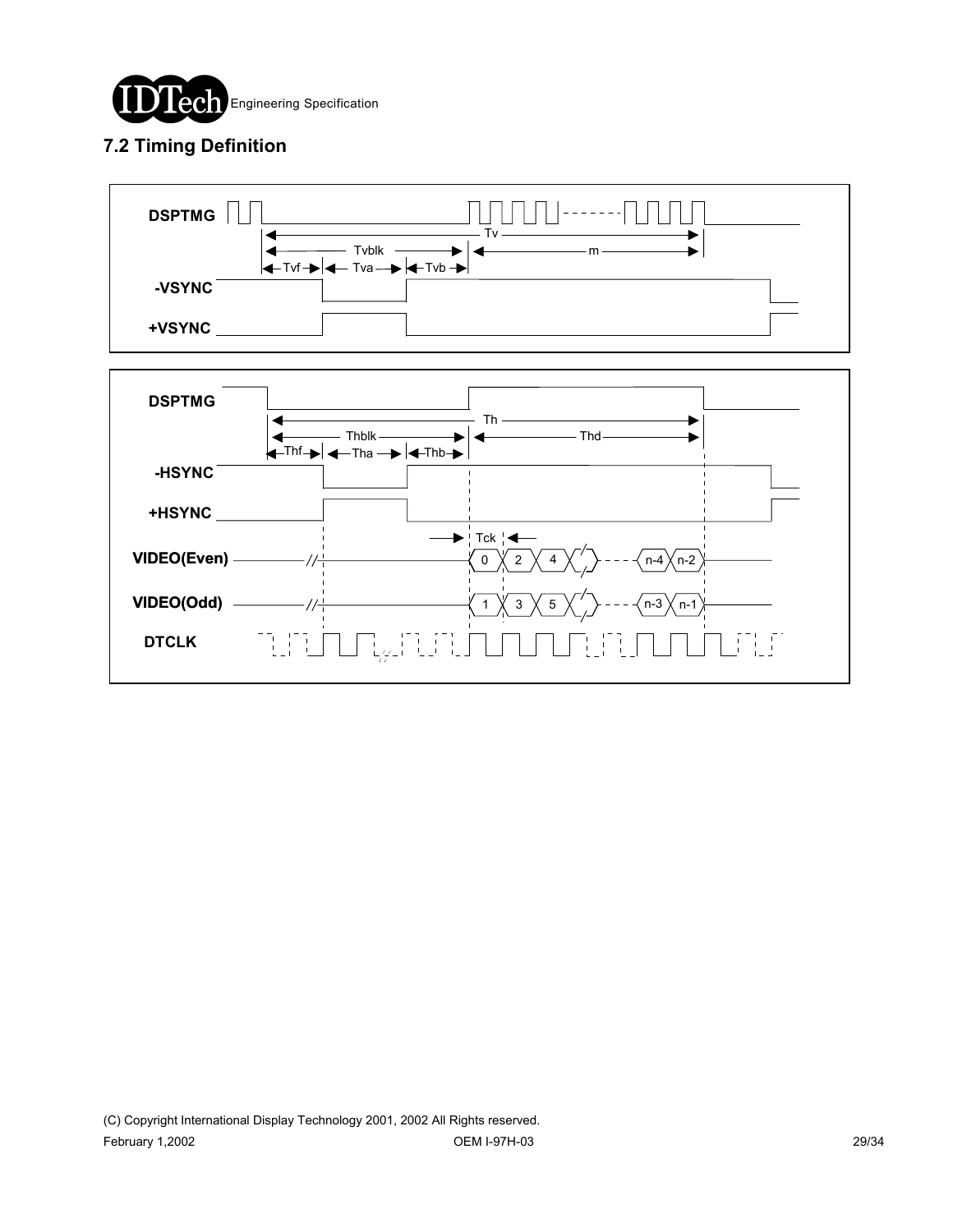## 7.2 Timing Definition

DSPTMG

Tv

Tvblk

m

Tvf

Tva

Tvb

-VSYNC

+VSYNC

DSPTMG

Th

Thblk

Thd

Thf

Tha

Thb

-HSYNC

+HSYNC

Tck

VIDEO(Even) 0 2 4 n-4 n-2

VIDEO(Odd) 1 3 5 n-3 n-1

DTCLK

(C) Copyright International Display Technology 2001, 2002 All Rights reserved.

February 1,2002 OEM I-97H-03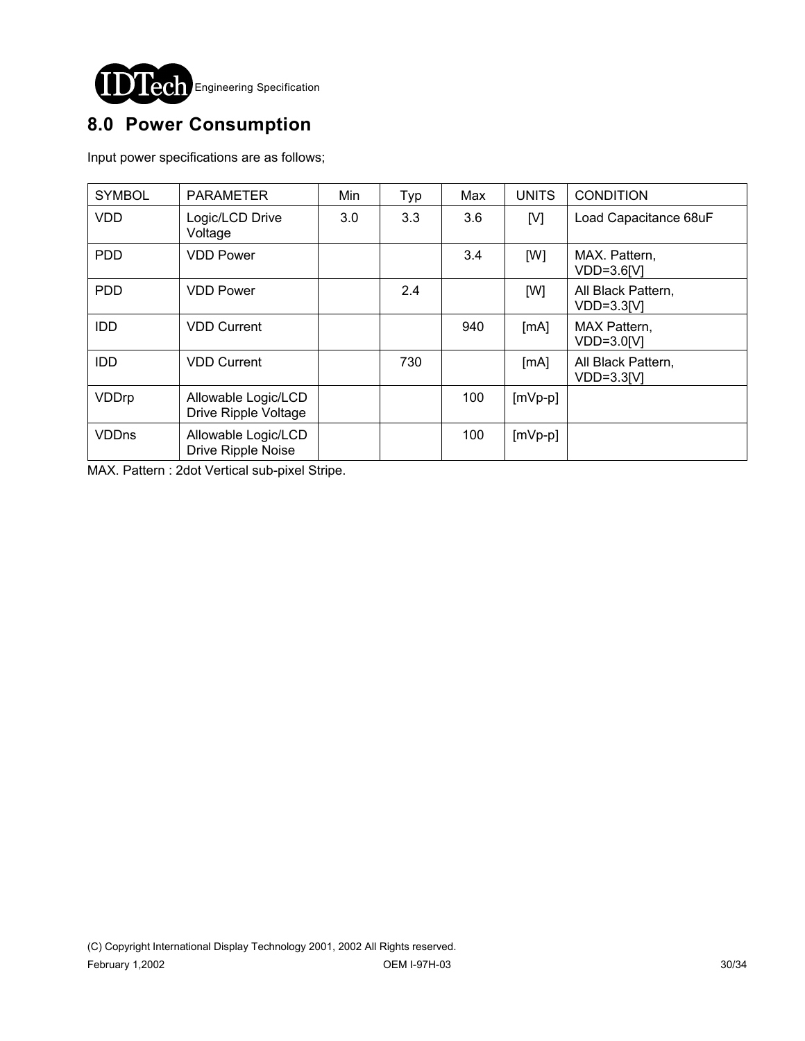## 8.0 Power Consumption

Input power specifications are as follows;

| SYMBOL | PARAMETER | Min | Typ | Max | UNITS | CONDITION |
|---|---|---|---|---|---|---|
| VDD | Logic/LCD Drive Voltage | 3.0 | 3.3 | 3.6 | [V] | Load Capacitance 68uF |
| PDD | VDD Power | | | 3.4 | [W] | MAX. Pattern, VDD=3.6[V] |
| PDD | VDD Power | | 2.4 | | [W] | All Black Pattern, VDD=3.3[V] |
| IDD | VDD Current | | | 940 | [mA] | MAX Pattern, VDD=3.0[V] |
| IDD | VDD Current | | 730 | | [mA] | All Black Pattern, VDD=3.3[V] |
| VDDrp | Allowable Logic/LCD Drive Ripple Voltage | | | 100 | [mVp-p] | |
| VDDns | Allowable Logic/LCD Drive Ripple Noise | | | 100 | [mVp-p] | |

MAX. Pattern : 2dot Vertical sub-pixel Stripe.

(C) Copyright International Display Technology 2001, 2002 All Rights reserved.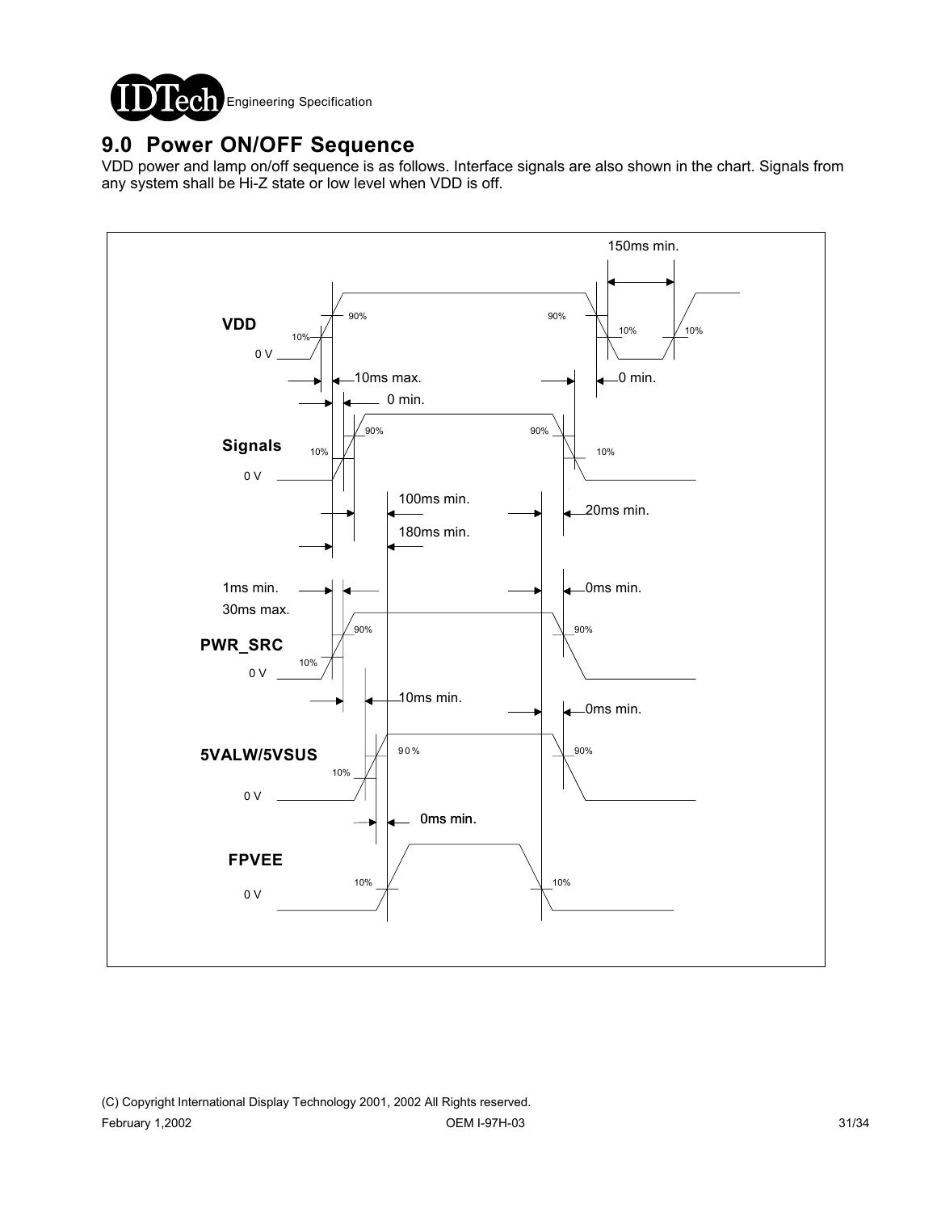## 9.0 Power ON/OFF Sequence

VDD power and lamp on/off sequence is as follows. Interface signals are also shown in the chart. Signals from any system shall be Hi-Z state or low level when VDD is off.

150ms min.

VDD

10% 90% 90% 10% 10%

0 V

10ms max.

0 min.

0 min.

Signals

10% 90% 90% 10%

0 V

100ms min.

20ms min.

180ms min.

1ms min.

30ms max.

0ms min.

PWR_SRC

10% 90% 90%

0 V

10ms min.

0ms min.

5VALW/5VSUS

10% 90% 90%

0 V

0ms min.

FPVEE

10% 10%

0 V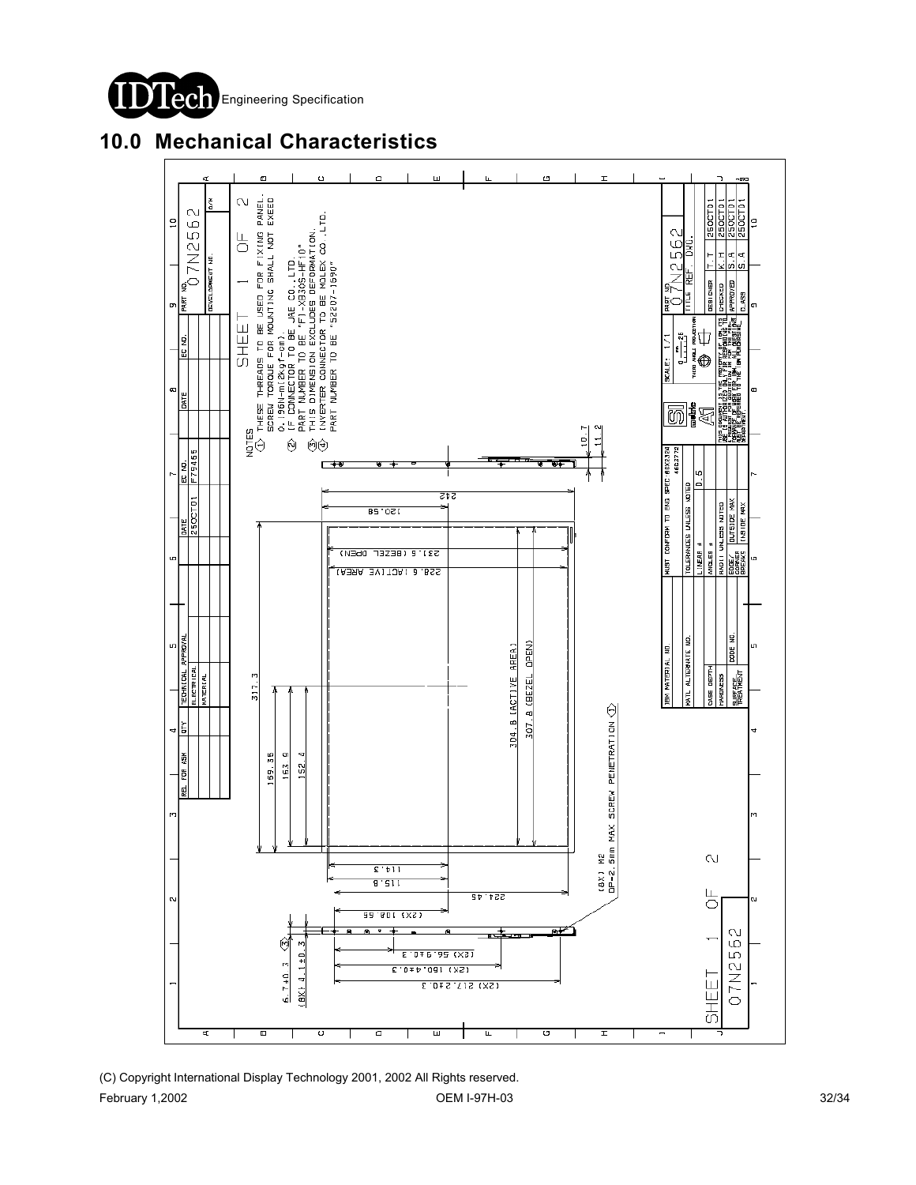## 10.0 Mechanical Characteristics

NOTES

1. THESE THREADS TO BE USED FOR FIXING PANEL. SCREW TORQUE FOR MOUNTING SHALL NOT EXEED 0.196N-m(2kgf-cm).
2. IF CONNECTOR TO BE JAE CO.,LTD. PART NUMBER TO BE "FI-X30S-HF10"
3. THIS DIMENSION EXCLUDES DEFORMATION.
4. INVERTER CONNECTOR TO BE MOLEX CO.,LTD. PART NUMBER TO BE "52207-1690"

(8X) M2
DP=2.5mm MAX SCREW PENETRATION ①

Dimensions: 317.3; 169.35; 163.9; 152.4; 304.8 (ACTIVE AREA); 307.8 (BEZEL OPEN); 242; 120.98; 231.6 (BEZEL OPEN); 228.6 (ACTIVE AREA); 114.3; 115.8; 224.45; (2X) 108.66; (2X) 56.9±0.3; (2X) 160.4±0.3; (2X) 217.2±0.3; 6.7±0.3; (8X) 4.1±0.3; 10.7; 11.2

SHEET 1 OF 2

| PART NO. | 07N2562 |
|---|---|
| DEVELOPMENT NO. | |

| REL FOR ASM | QTY | TECHNICAL APPROVAL | DATE | EC NO. | DATE | EC NO. |
|---|---|---|---|---|---|---|
| | | ELECTRICAL | 25OCT01 | F79466 | | |
| | | MATERIAL | | | | |

| IBM MATERIAL NO. | MUST CONFORM TO ENG SPEC 80X2320 4663772 | |
|---|---|---|
| MATL ALTERNATE NO. | TOLERANCES UNLESS NOTED | |
| CASE DEPTH | LINEAR ± | 0.5 |
| HARDNESS | ANGLES ± | |
| SURFACE TREATMENT CODE NO. | RADII UNLESS NOTED | |
| | EDGE / CORNER BREAKS | OUTSIDE MAX / INSIDE MAX |

SCALE: 1/1 — THIRD ANGLE PROJECTION

| PART NO. | 07N2562 | |
|---|---|---|
| TITLE | REF DWG. | |
| DESIGNER | T.T | 25OCT01 |
| CHECKED | K.H | 25OCT01 |
| APPROVED | S.A | 25OCT01 |
| CLASS | S.A | 25OCT01 |

SHEET 1 OF 2 07N2562

(C) Copyright International Display Technology 2001, 2002 All Rights reserved.

February 1,2002 OEM I-97H-03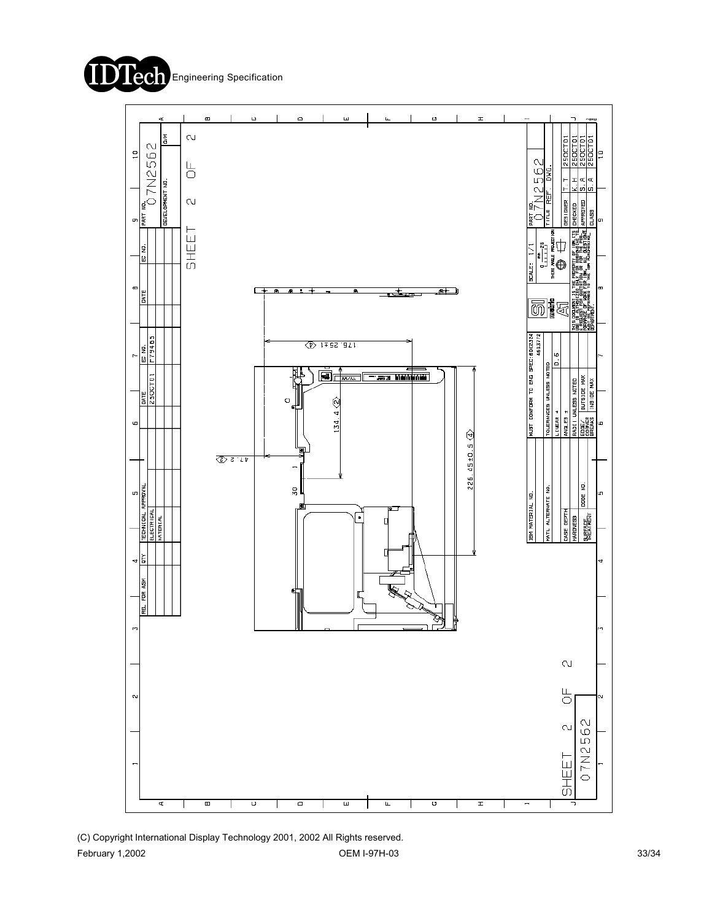SHEET 2 OF 2

07N2562

| REL. FOR ASM | QTY | TECHNICAL APPROVAL | DATE | EC NO. | DATE | EC NO. |
|---|---|---|---|---|---|---|
| | | ELECTRICAL | 25OCT01 | F79405 | | |
| | | MATERIAL | | | | |

PART NO. 07N2562

DEVELOPMENT NO.

176.25±1 ④

134.4 ②

47.2 ②

226.45±0.5 ④

30

1

0

| IBM MATERIAL NO. | MUST CONFORM TO ENG SPEC: 6DX2324 463372 | | SCALE: 1/1 | PART NO. 07N2562 | |
|---|---|---|---|---|---|
| MATL ALTERNATE NO. | TOLERANCES UNLESS NOTED | | THIRD ANGLE PROJECTION | TITLE REF. DWG. | |
| CASE DEPTH | LINEAR ± | 0.5 | | DESIGNER | T.T 25OCT01 |
| HARDNESS | ANGLES ± | | | CHECKED | K.H 25OCT01 |
| CODE NO. | RADII UNLESS NOTED | | | APPROVED | S.A 25OCT01 |
| SURFACE TREATMENT | EDGES/CORNER BREAKS | OUTSIDE MAX / INSIDE MAX | | CLASS | S.A 25OCT01 |

THIS DOCUMENT IS THE PROPERTY OF IBM. ITS USE IS AUTHORIZED ONLY FOR RESPONDING TO A REQUEST FOR QUOTATION OR FOR THE MANUFACTURE OF PARTS FOR IBM. ALL QUESTIONS MUST BE REFERRED TO THE IBM PURCHASING DEPARTMENT.

(C) Copyright International Display Technology 2001, 2002 All Rights reserved.

February 1,2002 OEM I-97H-03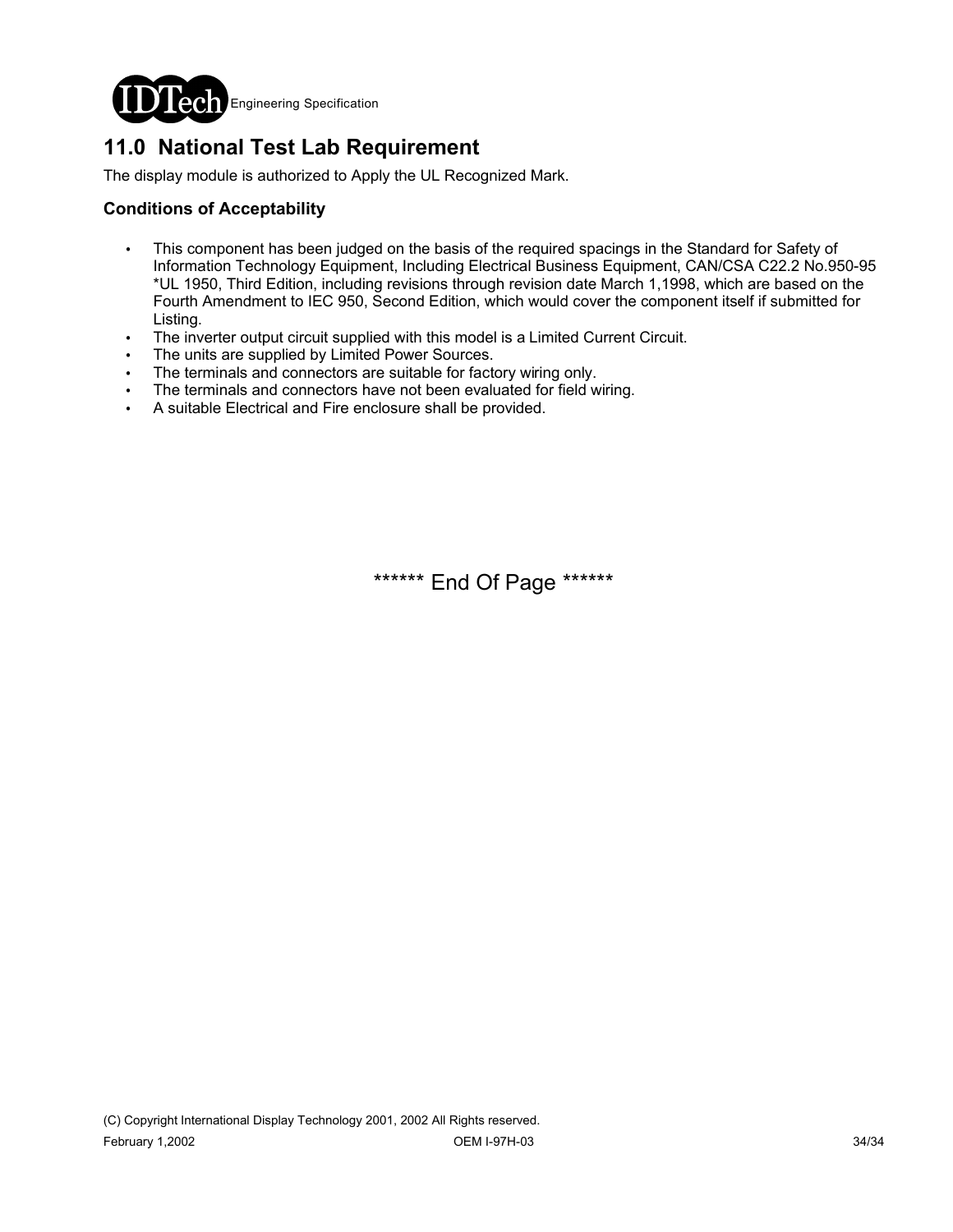## 11.0 National Test Lab Requirement

The display module is authorized to Apply the UL Recognized Mark.

### Conditions of Acceptability

- This component has been judged on the basis of the required spacings in the Standard for Safety of Information Technology Equipment, Including Electrical Business Equipment, CAN/CSA C22.2 No.950-95 *UL 1950, Third Edition, including revisions through revision date March 1,1998, which are based on the Fourth Amendment to IEC 950, Second Edition, which would cover the component itself if submitted for Listing.
- The inverter output circuit supplied with this model is a Limited Current Circuit.
- The units are supplied by Limited Power Sources.
- The terminals and connectors are suitable for factory wiring only.
- The terminals and connectors have not been evaluated for field wiring.
- A suitable Electrical and Fire enclosure shall be provided.

****** End Of Page ******